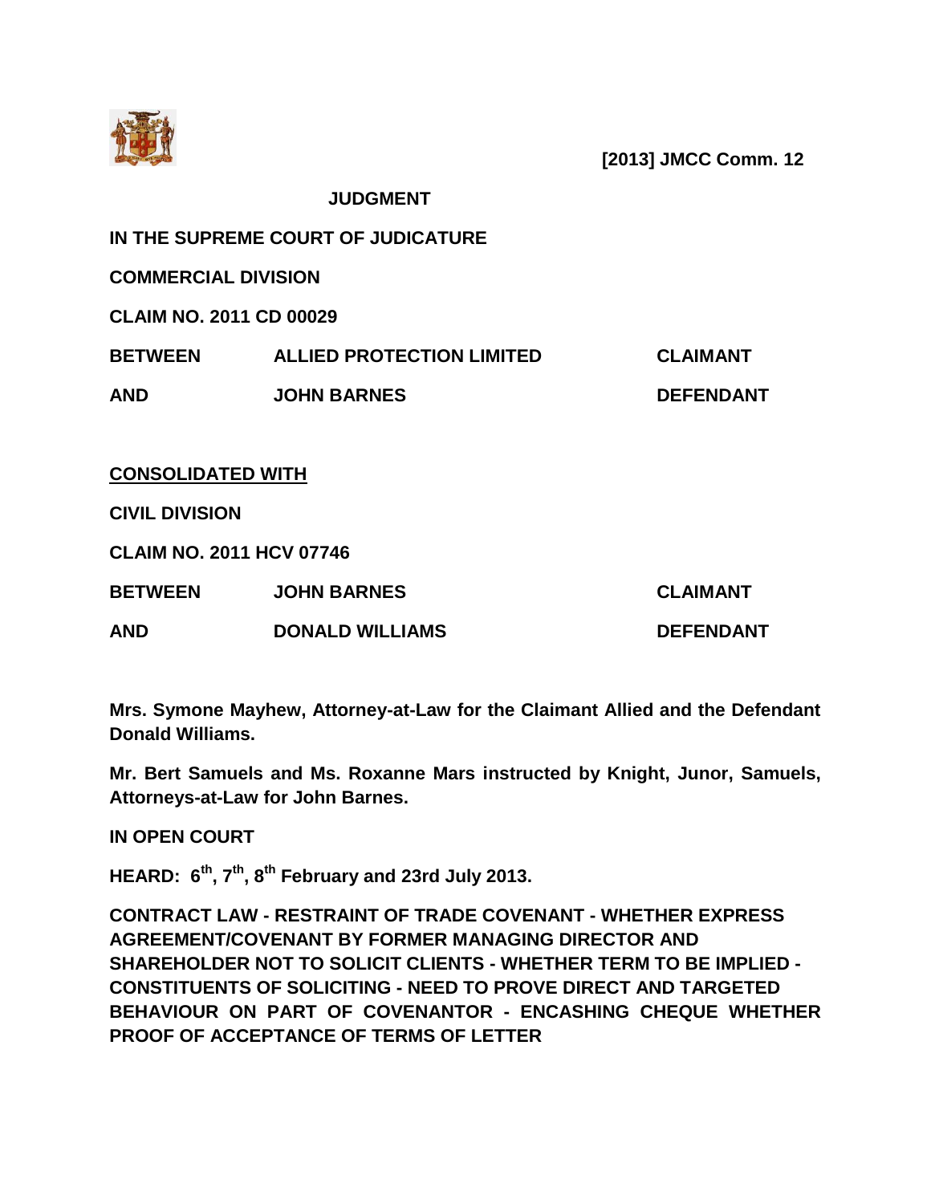**[2013] JMCC Comm. 12**

**JUDGMENT**

**IN THE SUPREME COURT OF JUDICATURE**

**COMMERCIAL DIVISION**

**CLAIM NO. 2011 CD 00029**

| | | |
|---|---|---|
| **BETWEEN** | **ALLIED PROTECTION LIMITED** | **CLAIMANT** |
| **AND** | **JOHN BARNES** | **DEFENDANT** |

**CONSOLIDATED WITH**

**CIVIL DIVISION**

**CLAIM NO. 2011 HCV 07746**

| | | |
|---|---|---|
| **BETWEEN** | **JOHN BARNES** | **CLAIMANT** |
| **AND** | **DONALD WILLIAMS** | **DEFENDANT** |

**Mrs. Symone Mayhew, Attorney-at-Law for the Claimant Allied and the Defendant Donald Williams.**

**Mr. Bert Samuels and Ms. Roxanne Mars instructed by Knight, Junor, Samuels, Attorneys-at-Law for John Barnes.**

**IN OPEN COURT**

**HEARD: 6th, 7th, 8th February and 23rd July 2013.**

**CONTRACT LAW - RESTRAINT OF TRADE COVENANT - WHETHER EXPRESS AGREEMENT/COVENANT BY FORMER MANAGING DIRECTOR AND SHAREHOLDER NOT TO SOLICIT CLIENTS - WHETHER TERM TO BE IMPLIED - CONSTITUENTS OF SOLICITING - NEED TO PROVE DIRECT AND TARGETED BEHAVIOUR ON PART OF COVENANTOR - ENCASHING CHEQUE WHETHER PROOF OF ACCEPTANCE OF TERMS OF LETTER**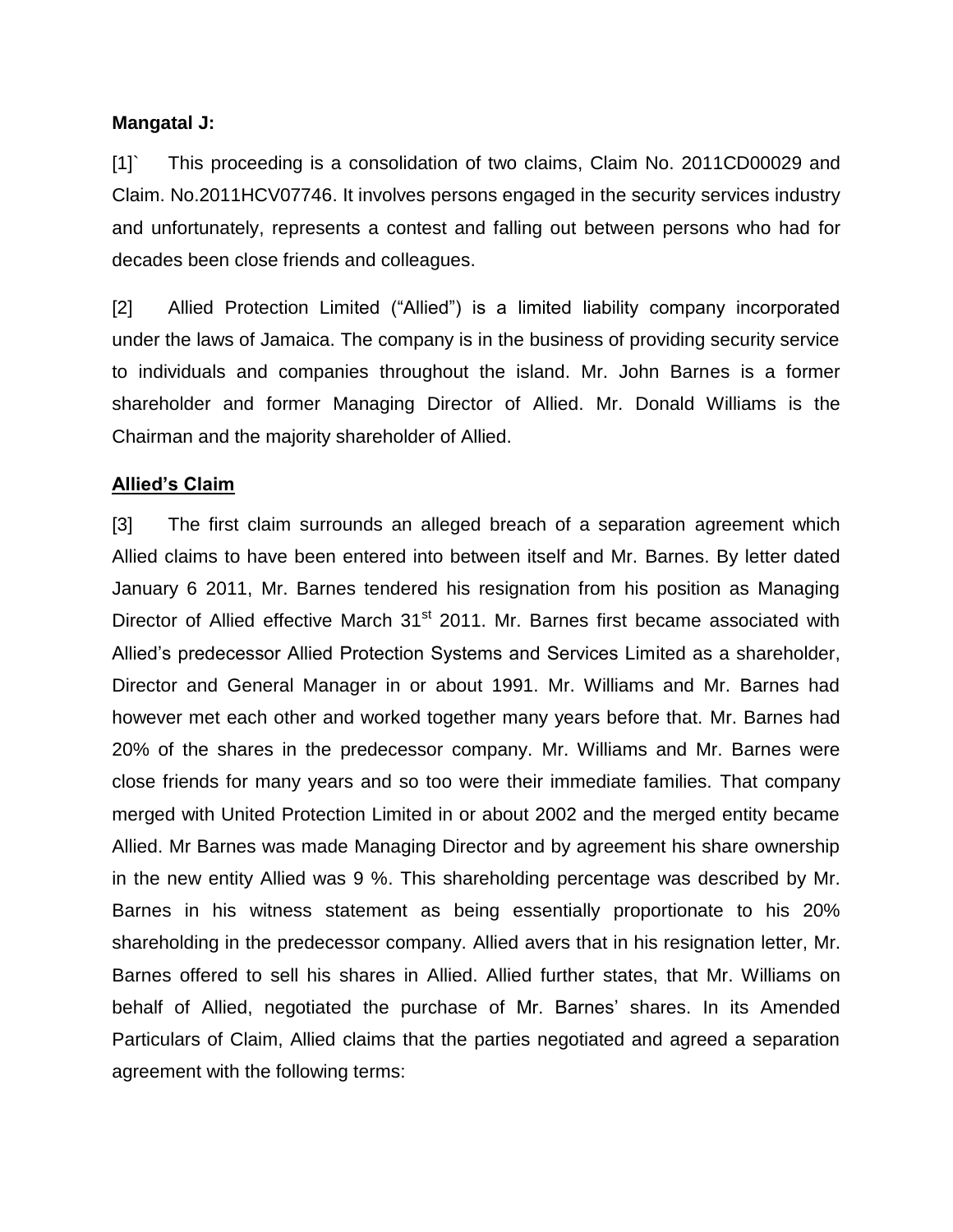**Mangatal J:**

[1]` This proceeding is a consolidation of two claims, Claim No. 2011CD00029 and Claim. No.2011HCV07746. It involves persons engaged in the security services industry and unfortunately, represents a contest and falling out between persons who had for decades been close friends and colleagues.

[2] Allied Protection Limited ("Allied") is a limited liability company incorporated under the laws of Jamaica. The company is in the business of providing security service to individuals and companies throughout the island. Mr. John Barnes is a former shareholder and former Managing Director of Allied. Mr. Donald Williams is the Chairman and the majority shareholder of Allied.

**Allied's Claim**

[3] The first claim surrounds an alleged breach of a separation agreement which Allied claims to have been entered into between itself and Mr. Barnes. By letter dated January 6 2011, Mr. Barnes tendered his resignation from his position as Managing Director of Allied effective March 31st 2011. Mr. Barnes first became associated with Allied's predecessor Allied Protection Systems and Services Limited as a shareholder, Director and General Manager in or about 1991. Mr. Williams and Mr. Barnes had however met each other and worked together many years before that. Mr. Barnes had 20% of the shares in the predecessor company. Mr. Williams and Mr. Barnes were close friends for many years and so too were their immediate families. That company merged with United Protection Limited in or about 2002 and the merged entity became Allied. Mr Barnes was made Managing Director and by agreement his share ownership in the new entity Allied was 9 %. This shareholding percentage was described by Mr. Barnes in his witness statement as being essentially proportionate to his 20% shareholding in the predecessor company. Allied avers that in his resignation letter, Mr. Barnes offered to sell his shares in Allied. Allied further states, that Mr. Williams on behalf of Allied, negotiated the purchase of Mr. Barnes' shares. In its Amended Particulars of Claim, Allied claims that the parties negotiated and agreed a separation agreement with the following terms: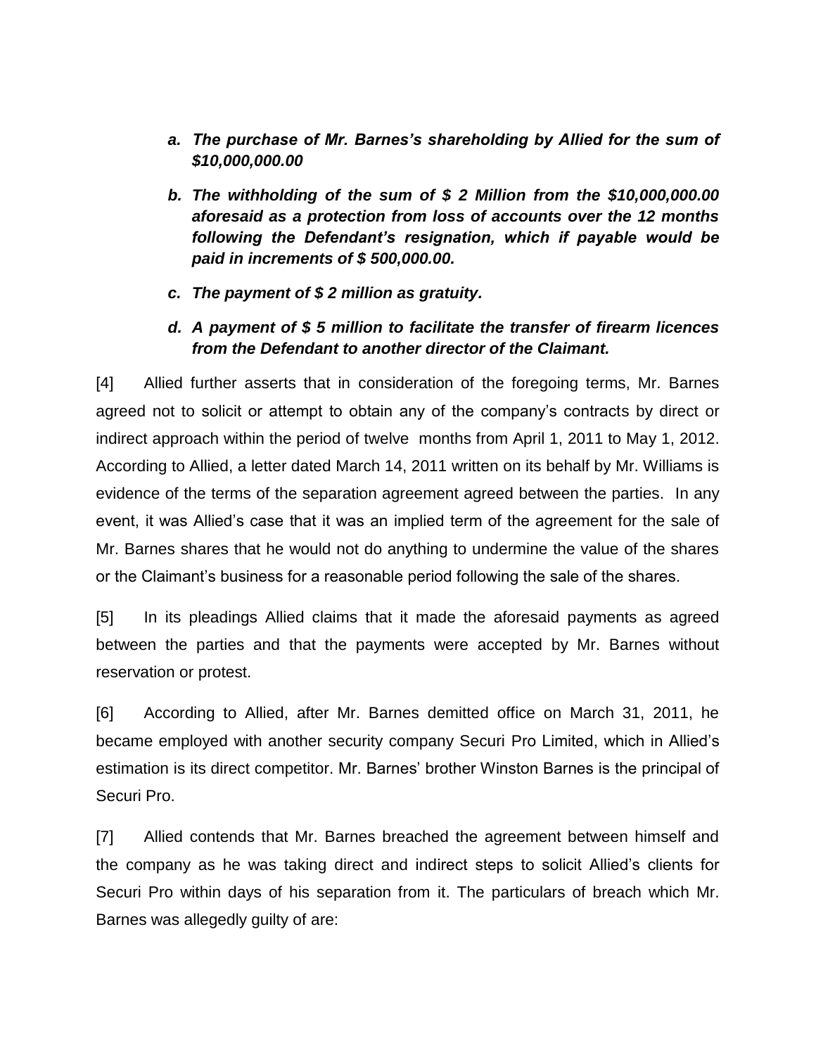- ***a. The purchase of Mr. Barnes's shareholding by Allied for the sum of $10,000,000.00***
- ***b. The withholding of the sum of $ 2 Million from the $10,000,000.00 aforesaid as a protection from loss of accounts over the 12 months following the Defendant's resignation, which if payable would be paid in increments of $ 500,000.00.***
- ***c. The payment of $ 2 million as gratuity.***
- ***d. A payment of $ 5 million to facilitate the transfer of firearm licences from the Defendant to another director of the Claimant.***

[4] Allied further asserts that in consideration of the foregoing terms, Mr. Barnes agreed not to solicit or attempt to obtain any of the company's contracts by direct or indirect approach within the period of twelve months from April 1, 2011 to May 1, 2012. According to Allied, a letter dated March 14, 2011 written on its behalf by Mr. Williams is evidence of the terms of the separation agreement agreed between the parties. In any event, it was Allied's case that it was an implied term of the agreement for the sale of Mr. Barnes shares that he would not do anything to undermine the value of the shares or the Claimant's business for a reasonable period following the sale of the shares.

[5] In its pleadings Allied claims that it made the aforesaid payments as agreed between the parties and that the payments were accepted by Mr. Barnes without reservation or protest.

[6] According to Allied, after Mr. Barnes demitted office on March 31, 2011, he became employed with another security company Securi Pro Limited, which in Allied's estimation is its direct competitor. Mr. Barnes' brother Winston Barnes is the principal of Securi Pro.

[7] Allied contends that Mr. Barnes breached the agreement between himself and the company as he was taking direct and indirect steps to solicit Allied's clients for Securi Pro within days of his separation from it. The particulars of breach which Mr. Barnes was allegedly guilty of are: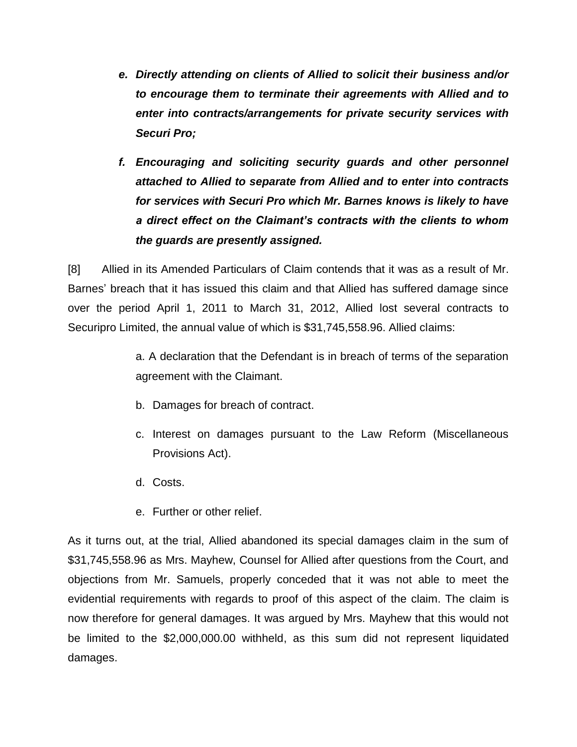> ***e. Directly attending on clients of Allied to solicit their business and/or to encourage them to terminate their agreements with Allied and to enter into contracts/arrangements for private security services with Securi Pro;***
>
> ***f. Encouraging and soliciting security guards and other personnel attached to Allied to separate from Allied and to enter into contracts for services with Securi Pro which Mr. Barnes knows is likely to have a direct effect on the Claimant's contracts with the clients to whom the guards are presently assigned.***

[8] Allied in its Amended Particulars of Claim contends that it was as a result of Mr. Barnes' breach that it has issued this claim and that Allied has suffered damage since over the period April 1, 2011 to March 31, 2012, Allied lost several contracts to Securipro Limited, the annual value of which is $31,745,558.96. Allied claims:

> a. A declaration that the Defendant is in breach of terms of the separation agreement with the Claimant.
>
> b. Damages for breach of contract.
>
> c. Interest on damages pursuant to the Law Reform (Miscellaneous Provisions Act).
>
> d. Costs.
>
> e. Further or other relief.

As it turns out, at the trial, Allied abandoned its special damages claim in the sum of $31,745,558.96 as Mrs. Mayhew, Counsel for Allied after questions from the Court, and objections from Mr. Samuels, properly conceded that it was not able to meet the evidential requirements with regards to proof of this aspect of the claim. The claim is now therefore for general damages. It was argued by Mrs. Mayhew that this would not be limited to the $2,000,000.00 withheld, as this sum did not represent liquidated damages.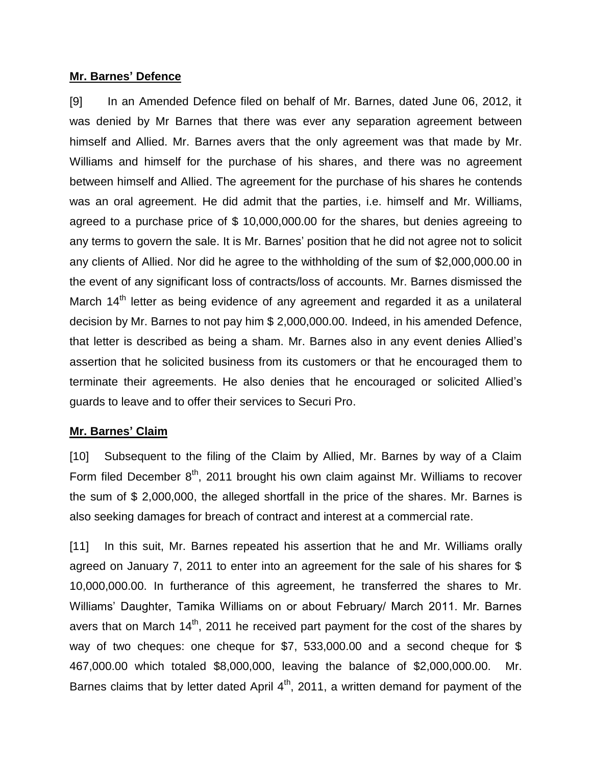**Mr. Barnes' Defence**

[9] In an Amended Defence filed on behalf of Mr. Barnes, dated June 06, 2012, it was denied by Mr Barnes that there was ever any separation agreement between himself and Allied. Mr. Barnes avers that the only agreement was that made by Mr. Williams and himself for the purchase of his shares, and there was no agreement between himself and Allied. The agreement for the purchase of his shares he contends was an oral agreement. He did admit that the parties, i.e. himself and Mr. Williams, agreed to a purchase price of $ 10,000,000.00 for the shares, but denies agreeing to any terms to govern the sale. It is Mr. Barnes' position that he did not agree not to solicit any clients of Allied. Nor did he agree to the withholding of the sum of $2,000,000.00 in the event of any significant loss of contracts/loss of accounts. Mr. Barnes dismissed the March 14th letter as being evidence of any agreement and regarded it as a unilateral decision by Mr. Barnes to not pay him $ 2,000,000.00. Indeed, in his amended Defence, that letter is described as being a sham. Mr. Barnes also in any event denies Allied's assertion that he solicited business from its customers or that he encouraged them to terminate their agreements. He also denies that he encouraged or solicited Allied's guards to leave and to offer their services to Securi Pro.

**Mr. Barnes' Claim**

[10] Subsequent to the filing of the Claim by Allied, Mr. Barnes by way of a Claim Form filed December 8th, 2011 brought his own claim against Mr. Williams to recover the sum of $ 2,000,000, the alleged shortfall in the price of the shares. Mr. Barnes is also seeking damages for breach of contract and interest at a commercial rate.

[11] In this suit, Mr. Barnes repeated his assertion that he and Mr. Williams orally agreed on January 7, 2011 to enter into an agreement for the sale of his shares for $ 10,000,000.00. In furtherance of this agreement, he transferred the shares to Mr. Williams' Daughter, Tamika Williams on or about February/ March 2011. Mr. Barnes avers that on March 14th, 2011 he received part payment for the cost of the shares by way of two cheques: one cheque for $7, 533,000.00 and a second cheque for $ 467,000.00 which totaled $8,000,000, leaving the balance of $2,000,000.00. Mr. Barnes claims that by letter dated April 4th, 2011, a written demand for payment of the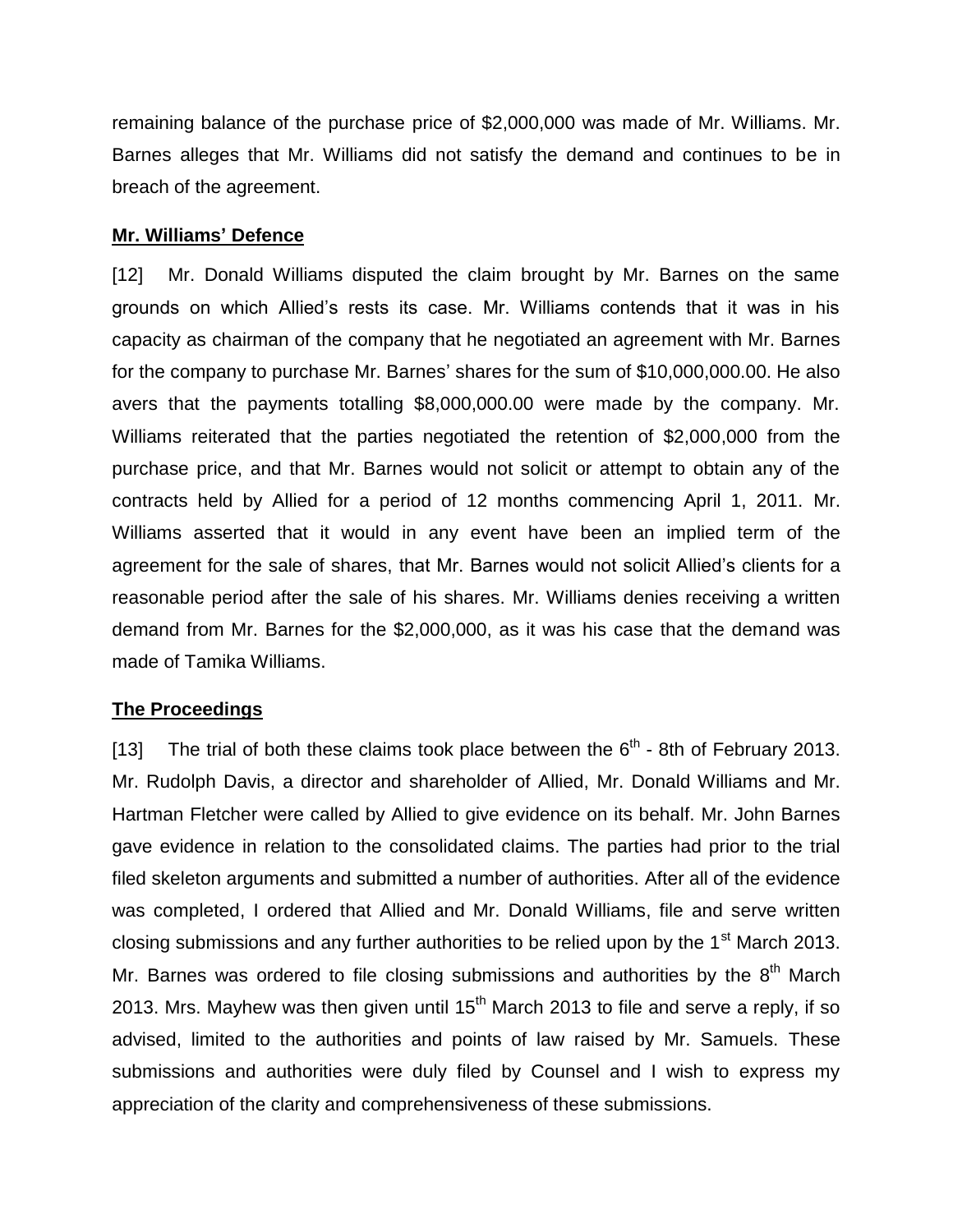remaining balance of the purchase price of $2,000,000 was made of Mr. Williams. Mr. Barnes alleges that Mr. Williams did not satisfy the demand and continues to be in breach of the agreement.

**Mr. Williams' Defence**

[12] Mr. Donald Williams disputed the claim brought by Mr. Barnes on the same grounds on which Allied's rests its case. Mr. Williams contends that it was in his capacity as chairman of the company that he negotiated an agreement with Mr. Barnes for the company to purchase Mr. Barnes' shares for the sum of $10,000,000.00. He also avers that the payments totalling $8,000,000.00 were made by the company. Mr. Williams reiterated that the parties negotiated the retention of $2,000,000 from the purchase price, and that Mr. Barnes would not solicit or attempt to obtain any of the contracts held by Allied for a period of 12 months commencing April 1, 2011. Mr. Williams asserted that it would in any event have been an implied term of the agreement for the sale of shares, that Mr. Barnes would not solicit Allied's clients for a reasonable period after the sale of his shares. Mr. Williams denies receiving a written demand from Mr. Barnes for the $2,000,000, as it was his case that the demand was made of Tamika Williams.

**The Proceedings**

[13] The trial of both these claims took place between the 6th - 8th of February 2013. Mr. Rudolph Davis, a director and shareholder of Allied, Mr. Donald Williams and Mr. Hartman Fletcher were called by Allied to give evidence on its behalf. Mr. John Barnes gave evidence in relation to the consolidated claims. The parties had prior to the trial filed skeleton arguments and submitted a number of authorities. After all of the evidence was completed, I ordered that Allied and Mr. Donald Williams, file and serve written closing submissions and any further authorities to be relied upon by the 1st March 2013. Mr. Barnes was ordered to file closing submissions and authorities by the 8th March 2013. Mrs. Mayhew was then given until 15th March 2013 to file and serve a reply, if so advised, limited to the authorities and points of law raised by Mr. Samuels. These submissions and authorities were duly filed by Counsel and I wish to express my appreciation of the clarity and comprehensiveness of these submissions.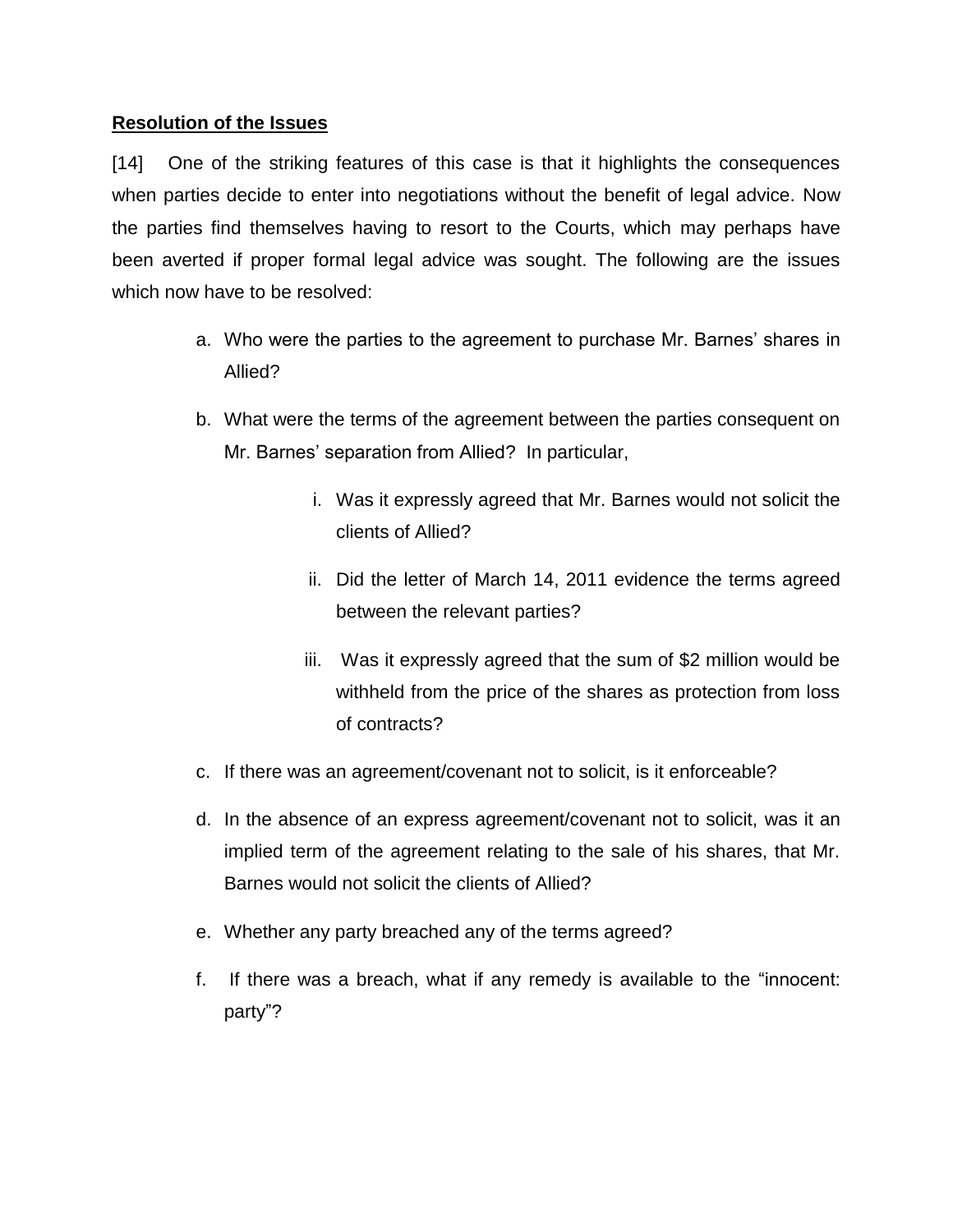**Resolution of the Issues**

[14] One of the striking features of this case is that it highlights the consequences when parties decide to enter into negotiations without the benefit of legal advice. Now the parties find themselves having to resort to the Courts, which may perhaps have been averted if proper formal legal advice was sought. The following are the issues which now have to be resolved:

a. Who were the parties to the agreement to purchase Mr. Barnes' shares in Allied?

b. What were the terms of the agreement between the parties consequent on Mr. Barnes' separation from Allied? In particular,

    i. Was it expressly agreed that Mr. Barnes would not solicit the clients of Allied?

    ii. Did the letter of March 14, 2011 evidence the terms agreed between the relevant parties?

    iii. Was it expressly agreed that the sum of $2 million would be withheld from the price of the shares as protection from loss of contracts?

c. If there was an agreement/covenant not to solicit, is it enforceable?

d. In the absence of an express agreement/covenant not to solicit, was it an implied term of the agreement relating to the sale of his shares, that Mr. Barnes would not solicit the clients of Allied?

e. Whether any party breached any of the terms agreed?

f. If there was a breach, what if any remedy is available to the "innocent: party"?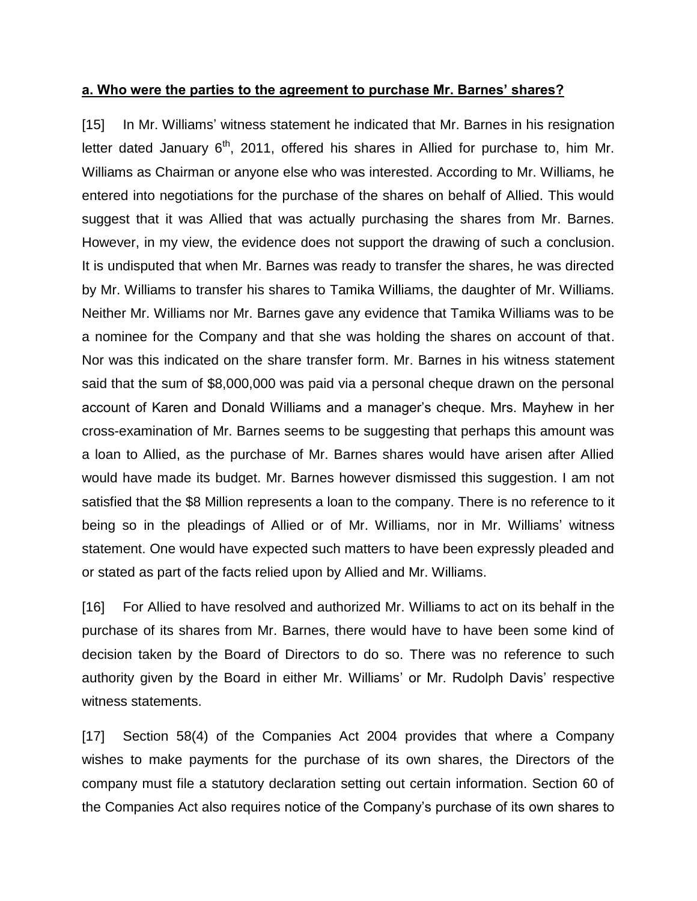**a. Who were the parties to the agreement to purchase Mr. Barnes' shares?**

[15] In Mr. Williams' witness statement he indicated that Mr. Barnes in his resignation letter dated January 6th, 2011, offered his shares in Allied for purchase to, him Mr. Williams as Chairman or anyone else who was interested. According to Mr. Williams, he entered into negotiations for the purchase of the shares on behalf of Allied. This would suggest that it was Allied that was actually purchasing the shares from Mr. Barnes. However, in my view, the evidence does not support the drawing of such a conclusion. It is undisputed that when Mr. Barnes was ready to transfer the shares, he was directed by Mr. Williams to transfer his shares to Tamika Williams, the daughter of Mr. Williams. Neither Mr. Williams nor Mr. Barnes gave any evidence that Tamika Williams was to be a nominee for the Company and that she was holding the shares on account of that. Nor was this indicated on the share transfer form. Mr. Barnes in his witness statement said that the sum of $8,000,000 was paid via a personal cheque drawn on the personal account of Karen and Donald Williams and a manager's cheque. Mrs. Mayhew in her cross-examination of Mr. Barnes seems to be suggesting that perhaps this amount was a loan to Allied, as the purchase of Mr. Barnes shares would have arisen after Allied would have made its budget. Mr. Barnes however dismissed this suggestion. I am not satisfied that the $8 Million represents a loan to the company. There is no reference to it being so in the pleadings of Allied or of Mr. Williams, nor in Mr. Williams' witness statement. One would have expected such matters to have been expressly pleaded and or stated as part of the facts relied upon by Allied and Mr. Williams.

[16] For Allied to have resolved and authorized Mr. Williams to act on its behalf in the purchase of its shares from Mr. Barnes, there would have to have been some kind of decision taken by the Board of Directors to do so. There was no reference to such authority given by the Board in either Mr. Williams' or Mr. Rudolph Davis' respective witness statements.

[17] Section 58(4) of the Companies Act 2004 provides that where a Company wishes to make payments for the purchase of its own shares, the Directors of the company must file a statutory declaration setting out certain information. Section 60 of the Companies Act also requires notice of the Company's purchase of its own shares to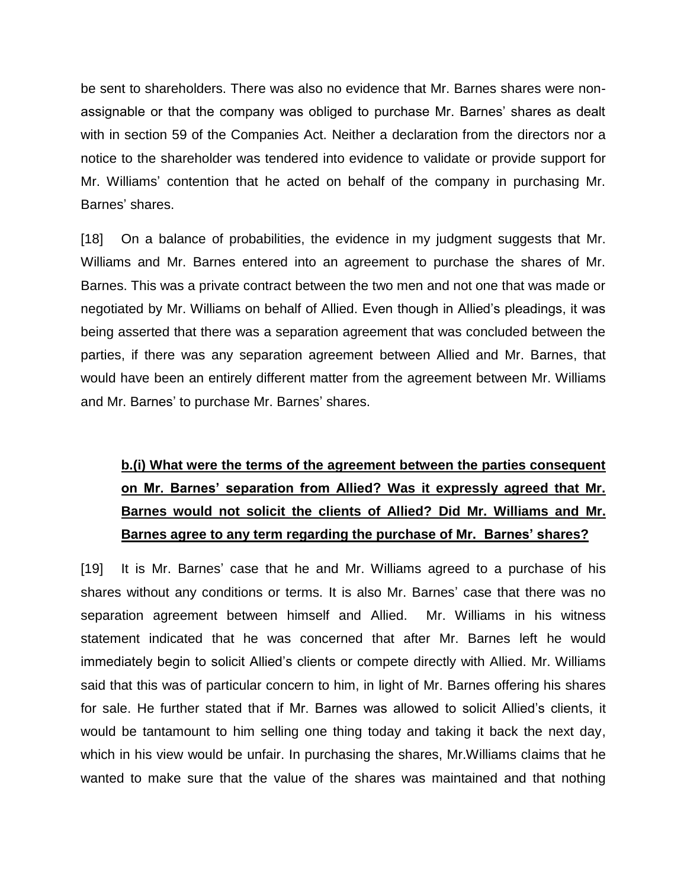be sent to shareholders. There was also no evidence that Mr. Barnes shares were non-assignable or that the company was obliged to purchase Mr. Barnes' shares as dealt with in section 59 of the Companies Act. Neither a declaration from the directors nor a notice to the shareholder was tendered into evidence to validate or provide support for Mr. Williams' contention that he acted on behalf of the company in purchasing Mr. Barnes' shares.

[18] On a balance of probabilities, the evidence in my judgment suggests that Mr. Williams and Mr. Barnes entered into an agreement to purchase the shares of Mr. Barnes. This was a private contract between the two men and not one that was made or negotiated by Mr. Williams on behalf of Allied. Even though in Allied's pleadings, it was being asserted that there was a separation agreement that was concluded between the parties, if there was any separation agreement between Allied and Mr. Barnes, that would have been an entirely different matter from the agreement between Mr. Williams and Mr. Barnes' to purchase Mr. Barnes' shares.

**b.(i) What were the terms of the agreement between the parties consequent on Mr. Barnes' separation from Allied? Was it expressly agreed that Mr. Barnes would not solicit the clients of Allied? Did Mr. Williams and Mr. Barnes agree to any term regarding the purchase of Mr. Barnes' shares?**

[19] It is Mr. Barnes' case that he and Mr. Williams agreed to a purchase of his shares without any conditions or terms. It is also Mr. Barnes' case that there was no separation agreement between himself and Allied. Mr. Williams in his witness statement indicated that he was concerned that after Mr. Barnes left he would immediately begin to solicit Allied's clients or compete directly with Allied. Mr. Williams said that this was of particular concern to him, in light of Mr. Barnes offering his shares for sale. He further stated that if Mr. Barnes was allowed to solicit Allied's clients, it would be tantamount to him selling one thing today and taking it back the next day, which in his view would be unfair. In purchasing the shares, Mr.Williams claims that he wanted to make sure that the value of the shares was maintained and that nothing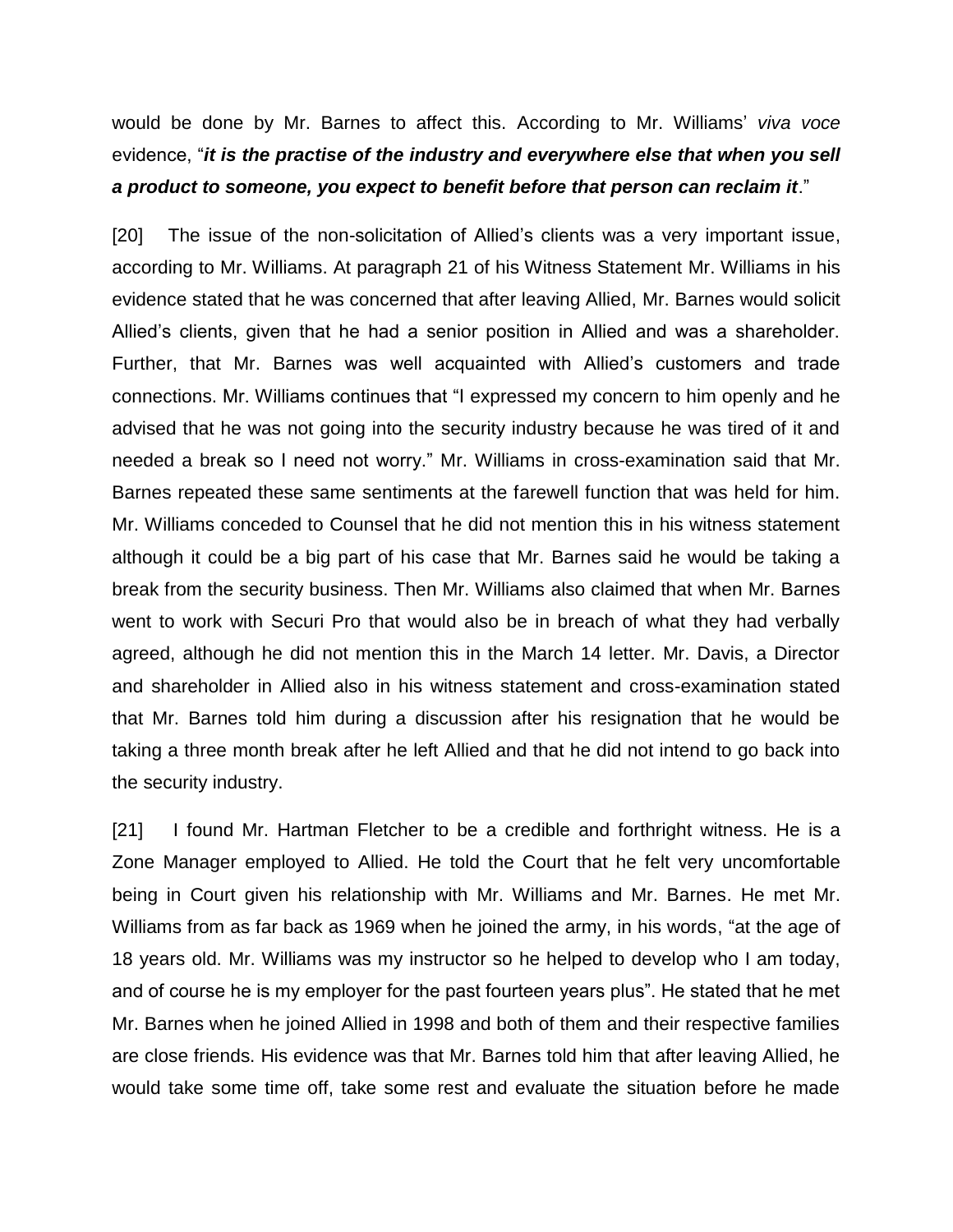would be done by Mr. Barnes to affect this. According to Mr. Williams' *viva voce* evidence, "***it is the practise of the industry and everywhere else that when you sell a product to someone, you expect to benefit before that person can reclaim it***."

[20] The issue of the non-solicitation of Allied's clients was a very important issue, according to Mr. Williams. At paragraph 21 of his Witness Statement Mr. Williams in his evidence stated that he was concerned that after leaving Allied, Mr. Barnes would solicit Allied's clients, given that he had a senior position in Allied and was a shareholder. Further, that Mr. Barnes was well acquainted with Allied's customers and trade connections. Mr. Williams continues that "I expressed my concern to him openly and he advised that he was not going into the security industry because he was tired of it and needed a break so I need not worry." Mr. Williams in cross-examination said that Mr. Barnes repeated these same sentiments at the farewell function that was held for him. Mr. Williams conceded to Counsel that he did not mention this in his witness statement although it could be a big part of his case that Mr. Barnes said he would be taking a break from the security business. Then Mr. Williams also claimed that when Mr. Barnes went to work with Securi Pro that would also be in breach of what they had verbally agreed, although he did not mention this in the March 14 letter. Mr. Davis, a Director and shareholder in Allied also in his witness statement and cross-examination stated that Mr. Barnes told him during a discussion after his resignation that he would be taking a three month break after he left Allied and that he did not intend to go back into the security industry.

[21] I found Mr. Hartman Fletcher to be a credible and forthright witness. He is a Zone Manager employed to Allied. He told the Court that he felt very uncomfortable being in Court given his relationship with Mr. Williams and Mr. Barnes. He met Mr. Williams from as far back as 1969 when he joined the army, in his words, "at the age of 18 years old. Mr. Williams was my instructor so he helped to develop who I am today, and of course he is my employer for the past fourteen years plus". He stated that he met Mr. Barnes when he joined Allied in 1998 and both of them and their respective families are close friends. His evidence was that Mr. Barnes told him that after leaving Allied, he would take some time off, take some rest and evaluate the situation before he made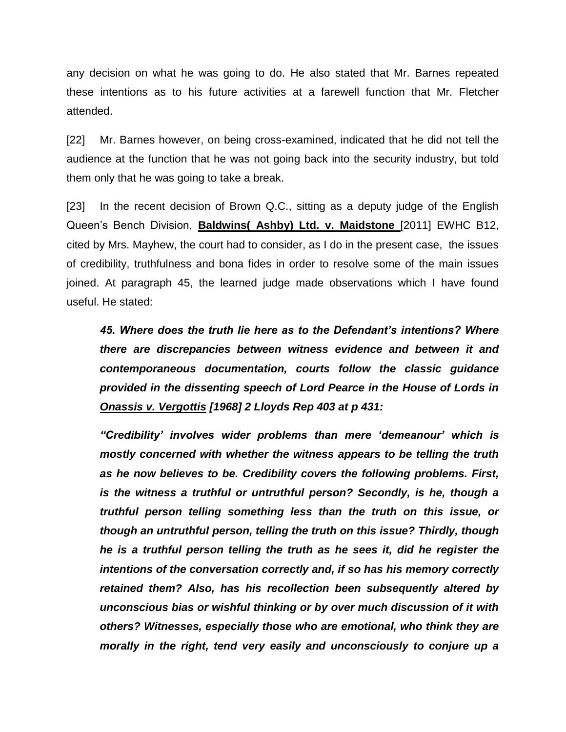any decision on what he was going to do. He also stated that Mr. Barnes repeated these intentions as to his future activities at a farewell function that Mr. Fletcher attended.

[22] Mr. Barnes however, on being cross-examined, indicated that he did not tell the audience at the function that he was not going back into the security industry, but told them only that he was going to take a break.

[23] In the recent decision of Brown Q.C., sitting as a deputy judge of the English Queen's Bench Division, **<u>Baldwins( Ashby) Ltd. v. Maidstone</u>** [2011] EWHC B12, cited by Mrs. Mayhew, the court had to consider, as I do in the present case, the issues of credibility, truthfulness and bona fides in order to resolve some of the main issues joined. At paragraph 45, the learned judge made observations which I have found useful. He stated:

> ***45. Where does the truth lie here as to the Defendant's intentions? Where there are discrepancies between witness evidence and between it and contemporaneous documentation, courts follow the classic guidance provided in the dissenting speech of Lord Pearce in the House of Lords in <u>Onassis v. Vergottis</u> [1968] 2 Lloyds Rep 403 at p 431:***
>
> ***"Credibility' involves wider problems than mere 'demeanour' which is mostly concerned with whether the witness appears to be telling the truth as he now believes to be. Credibility covers the following problems. First, is the witness a truthful or untruthful person? Secondly, is he, though a truthful person telling something less than the truth on this issue, or though an untruthful person, telling the truth on this issue? Thirdly, though he is a truthful person telling the truth as he sees it, did he register the intentions of the conversation correctly and, if so has his memory correctly retained them? Also, has his recollection been subsequently altered by unconscious bias or wishful thinking or by over much discussion of it with others? Witnesses, especially those who are emotional, who think they are morally in the right, tend very easily and unconsciously to conjure up a***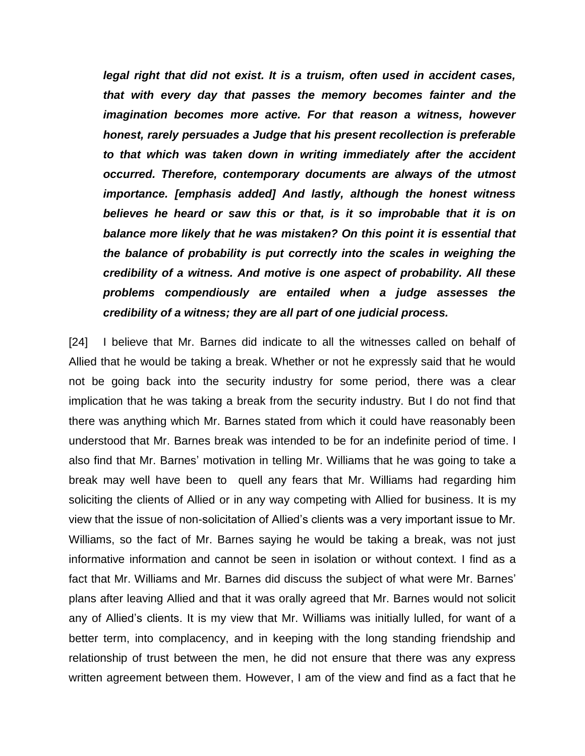***legal right that did not exist. It is a truism, often used in accident cases, that with every day that passes the memory becomes fainter and the imagination becomes more active. For that reason a witness, however honest, rarely persuades a Judge that his present recollection is preferable to that which was taken down in writing immediately after the accident occurred. Therefore, contemporary documents are always of the utmost importance. [emphasis added] And lastly, although the honest witness believes he heard or saw this or that, is it so improbable that it is on balance more likely that he was mistaken? On this point it is essential that the balance of probability is put correctly into the scales in weighing the credibility of a witness. And motive is one aspect of probability. All these problems compendiously are entailed when a judge assesses the credibility of a witness; they are all part of one judicial process.***

[24] I believe that Mr. Barnes did indicate to all the witnesses called on behalf of Allied that he would be taking a break. Whether or not he expressly said that he would not be going back into the security industry for some period, there was a clear implication that he was taking a break from the security industry. But I do not find that there was anything which Mr. Barnes stated from which it could have reasonably been understood that Mr. Barnes break was intended to be for an indefinite period of time. I also find that Mr. Barnes' motivation in telling Mr. Williams that he was going to take a break may well have been to quell any fears that Mr. Williams had regarding him soliciting the clients of Allied or in any way competing with Allied for business. It is my view that the issue of non-solicitation of Allied's clients was a very important issue to Mr. Williams, so the fact of Mr. Barnes saying he would be taking a break, was not just informative information and cannot be seen in isolation or without context. I find as a fact that Mr. Williams and Mr. Barnes did discuss the subject of what were Mr. Barnes' plans after leaving Allied and that it was orally agreed that Mr. Barnes would not solicit any of Allied's clients. It is my view that Mr. Williams was initially lulled, for want of a better term, into complacency, and in keeping with the long standing friendship and relationship of trust between the men, he did not ensure that there was any express written agreement between them. However, I am of the view and find as a fact that he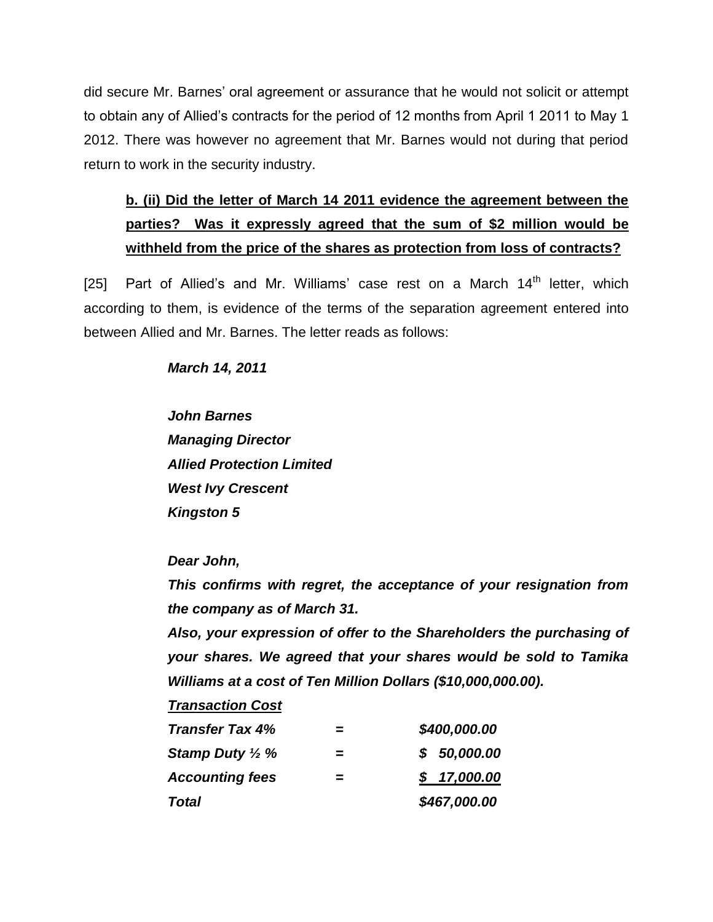did secure Mr. Barnes' oral agreement or assurance that he would not solicit or attempt to obtain any of Allied's contracts for the period of 12 months from April 1 2011 to May 1 2012. There was however no agreement that Mr. Barnes would not during that period return to work in the security industry.

**b. (ii) Did the letter of March 14 2011 evidence the agreement between the parties? Was it expressly agreed that the sum of $2 million would be withheld from the price of the shares as protection from loss of contracts?**

[25] Part of Allied's and Mr. Williams' case rest on a March 14th letter, which according to them, is evidence of the terms of the separation agreement entered into between Allied and Mr. Barnes. The letter reads as follows:

> ***March 14, 2011***
>
> ***John Barnes***
> ***Managing Director***
> ***Allied Protection Limited***
> ***West Ivy Crescent***
> ***Kingston 5***
>
> ***Dear John,***
>
> ***This confirms with regret, the acceptance of your resignation from the company as of March 31.***
>
> ***Also, your expression of offer to the Shareholders the purchasing of your shares. We agreed that your shares would be sold to Tamika Williams at a cost of Ten Million Dollars ($10,000,000.00).***
>
> ***Transaction Cost***
>
> | | | |
> |---|---|---|
> | ***Transfer Tax 4%*** | ***=*** | ***$400,000.00*** |
> | ***Stamp Duty ½ %*** | ***=*** | ***$ 50,000.00*** |
> | ***Accounting fees*** | ***=*** | ***$ 17,000.00*** |
> | ***Total*** | | ***$467,000.00*** |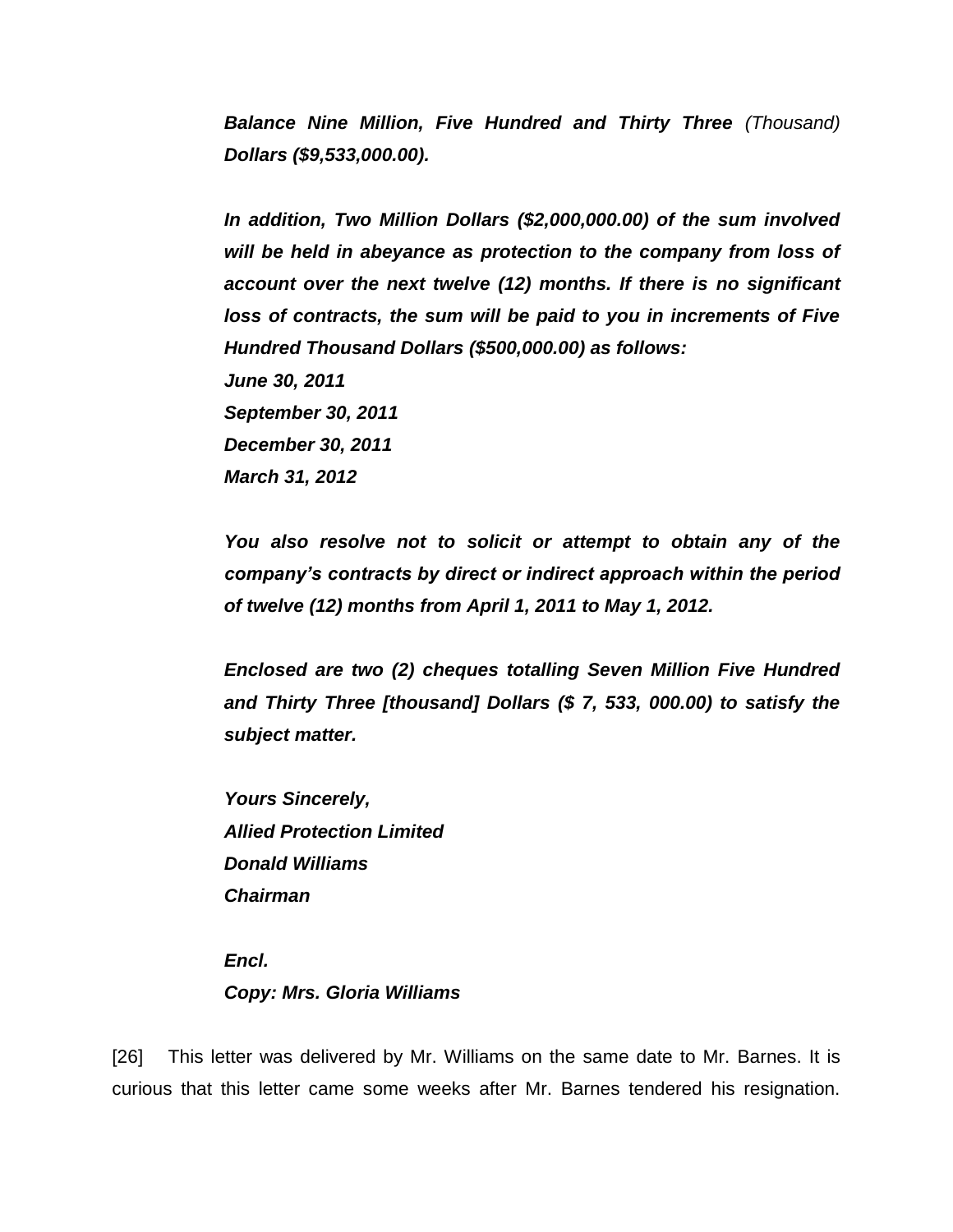***Balance Nine Million, Five Hundred and Thirty Three** (Thousand) **Dollars ($9,533,000.00).***

***In addition, Two Million Dollars ($2,000,000.00) of the sum involved will be held in abeyance as protection to the company from loss of account over the next twelve (12) months. If there is no significant loss of contracts, the sum will be paid to you in increments of Five Hundred Thousand Dollars ($500,000.00) as follows:***
***June 30, 2011***
***September 30, 2011***
***December 30, 2011***
***March 31, 2012***

***You also resolve not to solicit or attempt to obtain any of the company's contracts by direct or indirect approach within the period of twelve (12) months from April 1, 2011 to May 1, 2012.***

***Enclosed are two (2) cheques totalling Seven Million Five Hundred and Thirty Three [thousand] Dollars ($ 7, 533, 000.00) to satisfy the subject matter.***

***Yours Sincerely,***
***Allied Protection Limited***
***Donald Williams***
***Chairman***

***Encl.***
***Copy: Mrs. Gloria Williams***

[26] This letter was delivered by Mr. Williams on the same date to Mr. Barnes. It is curious that this letter came some weeks after Mr. Barnes tendered his resignation.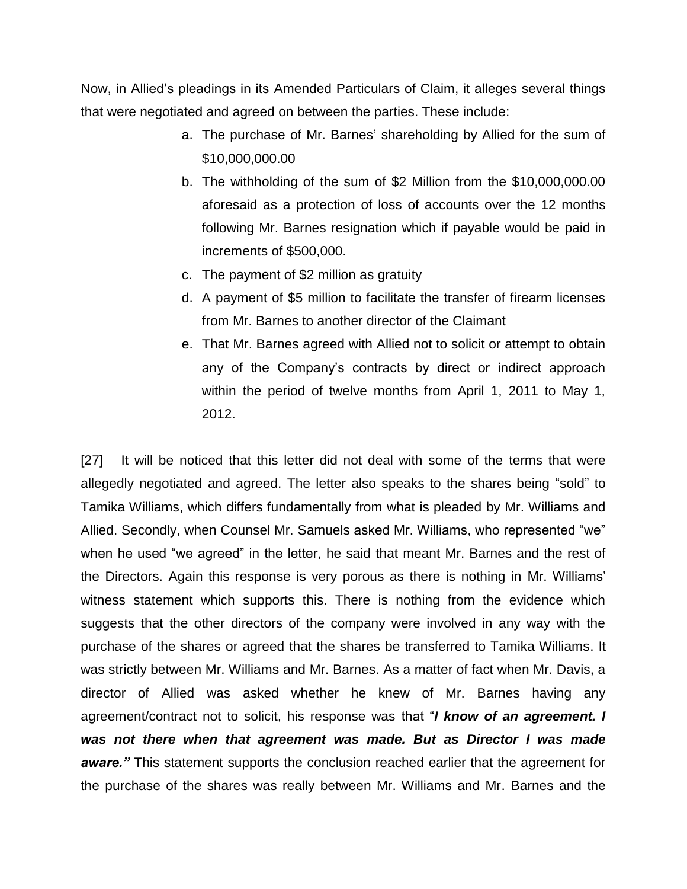Now, in Allied's pleadings in its Amended Particulars of Claim, it alleges several things that were negotiated and agreed on between the parties. These include:

a. The purchase of Mr. Barnes' shareholding by Allied for the sum of $10,000,000.00
b. The withholding of the sum of $2 Million from the $10,000,000.00 aforesaid as a protection of loss of accounts over the 12 months following Mr. Barnes resignation which if payable would be paid in increments of $500,000.
c. The payment of $2 million as gratuity
d. A payment of $5 million to facilitate the transfer of firearm licenses from Mr. Barnes to another director of the Claimant
e. That Mr. Barnes agreed with Allied not to solicit or attempt to obtain any of the Company's contracts by direct or indirect approach within the period of twelve months from April 1, 2011 to May 1, 2012.

[27] It will be noticed that this letter did not deal with some of the terms that were allegedly negotiated and agreed. The letter also speaks to the shares being "sold" to Tamika Williams, which differs fundamentally from what is pleaded by Mr. Williams and Allied. Secondly, when Counsel Mr. Samuels asked Mr. Williams, who represented "we" when he used "we agreed" in the letter, he said that meant Mr. Barnes and the rest of the Directors. Again this response is very porous as there is nothing in Mr. Williams' witness statement which supports this. There is nothing from the evidence which suggests that the other directors of the company were involved in any way with the purchase of the shares or agreed that the shares be transferred to Tamika Williams. It was strictly between Mr. Williams and Mr. Barnes. As a matter of fact when Mr. Davis, a director of Allied was asked whether he knew of Mr. Barnes having any agreement/contract not to solicit, his response was that "***I know of an agreement. I was not there when that agreement was made. But as Director I was made aware.***" This statement supports the conclusion reached earlier that the agreement for the purchase of the shares was really between Mr. Williams and Mr. Barnes and the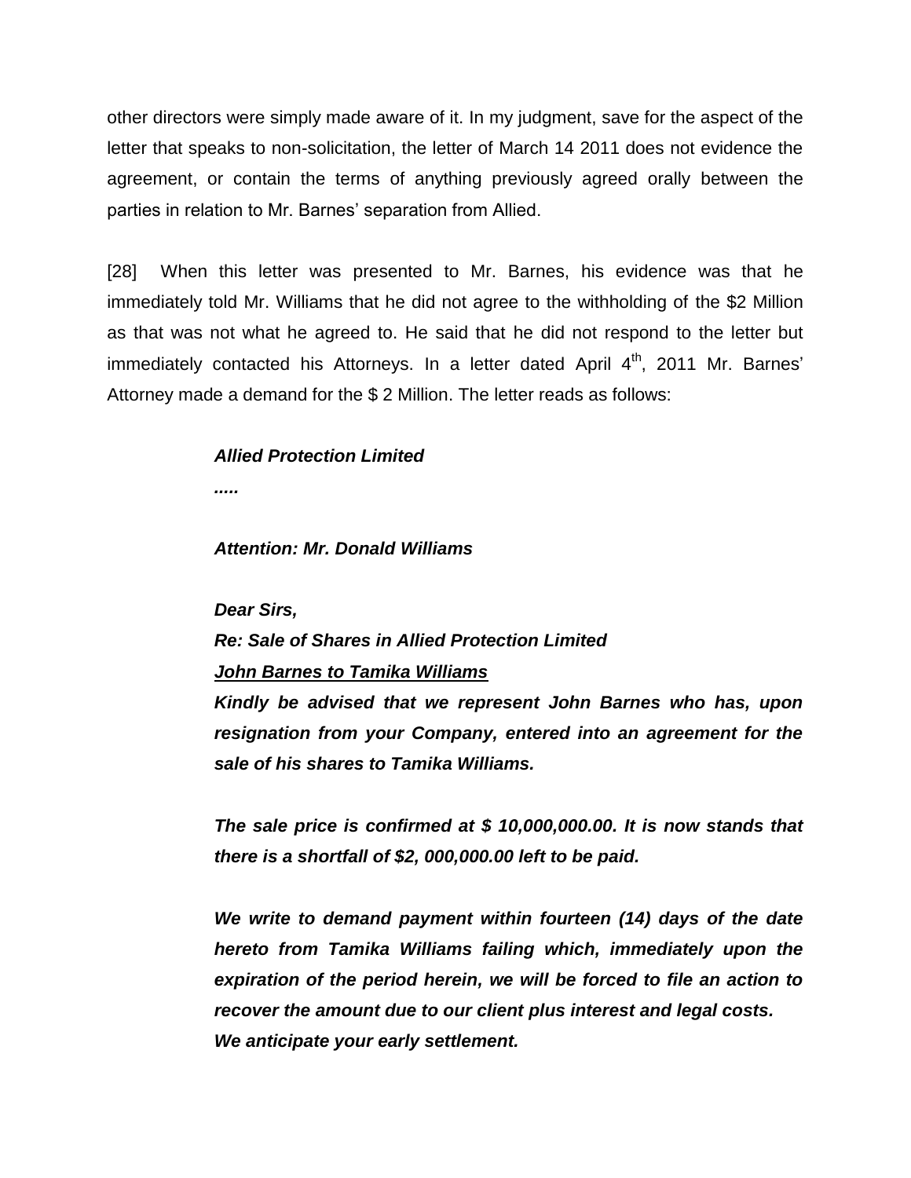other directors were simply made aware of it. In my judgment, save for the aspect of the letter that speaks to non-solicitation, the letter of March 14 2011 does not evidence the agreement, or contain the terms of anything previously agreed orally between the parties in relation to Mr. Barnes' separation from Allied.

[28] When this letter was presented to Mr. Barnes, his evidence was that he immediately told Mr. Williams that he did not agree to the withholding of the \$2 Million as that was not what he agreed to. He said that he did not respond to the letter but immediately contacted his Attorneys. In a letter dated April 4th, 2011 Mr. Barnes' Attorney made a demand for the \$ 2 Million. The letter reads as follows:

> ***Allied Protection Limited***
>
> ***.....***
>
> ***Attention: Mr. Donald Williams***
>
> ***Dear Sirs,***
>
> ***Re: Sale of Shares in Allied Protection Limited***
>
> ***<u>John Barnes to Tamika Williams</u>***
>
> ***Kindly be advised that we represent John Barnes who has, upon resignation from your Company, entered into an agreement for the sale of his shares to Tamika Williams.***
>
> ***The sale price is confirmed at \$ 10,000,000.00. It is now stands that there is a shortfall of \$2, 000,000.00 left to be paid.***
>
> ***We write to demand payment within fourteen (14) days of the date hereto from Tamika Williams failing which, immediately upon the expiration of the period herein, we will be forced to file an action to recover the amount due to our client plus interest and legal costs.***
>
> ***We anticipate your early settlement.***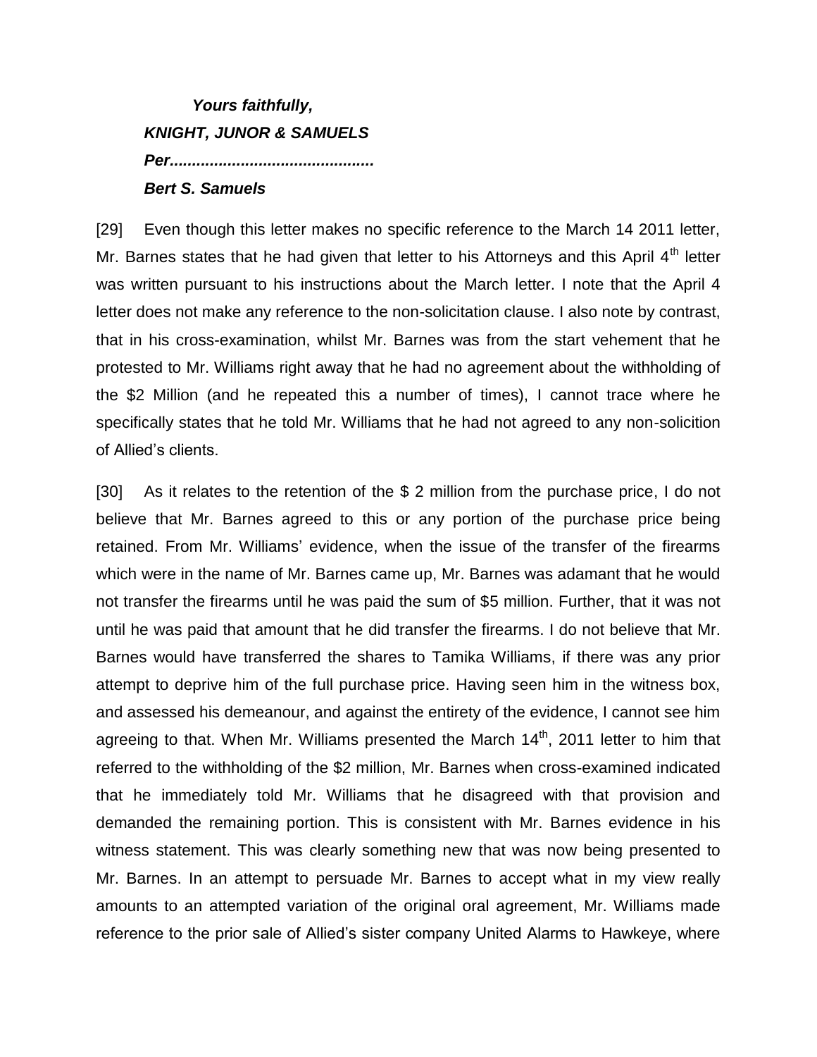***Yours faithfully,***
***KNIGHT, JUNOR & SAMUELS***
***Per.............................................***
***Bert S. Samuels***

[29] Even though this letter makes no specific reference to the March 14 2011 letter, Mr. Barnes states that he had given that letter to his Attorneys and this April 4th letter was written pursuant to his instructions about the March letter. I note that the April 4 letter does not make any reference to the non-solicitation clause. I also note by contrast, that in his cross-examination, whilst Mr. Barnes was from the start vehement that he protested to Mr. Williams right away that he had no agreement about the withholding of the $2 Million (and he repeated this a number of times), I cannot trace where he specifically states that he told Mr. Williams that he had not agreed to any non-solicition of Allied's clients.

[30] As it relates to the retention of the $ 2 million from the purchase price, I do not believe that Mr. Barnes agreed to this or any portion of the purchase price being retained. From Mr. Williams' evidence, when the issue of the transfer of the firearms which were in the name of Mr. Barnes came up, Mr. Barnes was adamant that he would not transfer the firearms until he was paid the sum of $5 million. Further, that it was not until he was paid that amount that he did transfer the firearms. I do not believe that Mr. Barnes would have transferred the shares to Tamika Williams, if there was any prior attempt to deprive him of the full purchase price. Having seen him in the witness box, and assessed his demeanour, and against the entirety of the evidence, I cannot see him agreeing to that. When Mr. Williams presented the March 14th, 2011 letter to him that referred to the withholding of the $2 million, Mr. Barnes when cross-examined indicated that he immediately told Mr. Williams that he disagreed with that provision and demanded the remaining portion. This is consistent with Mr. Barnes evidence in his witness statement. This was clearly something new that was now being presented to Mr. Barnes. In an attempt to persuade Mr. Barnes to accept what in my view really amounts to an attempted variation of the original oral agreement, Mr. Williams made reference to the prior sale of Allied's sister company United Alarms to Hawkeye, where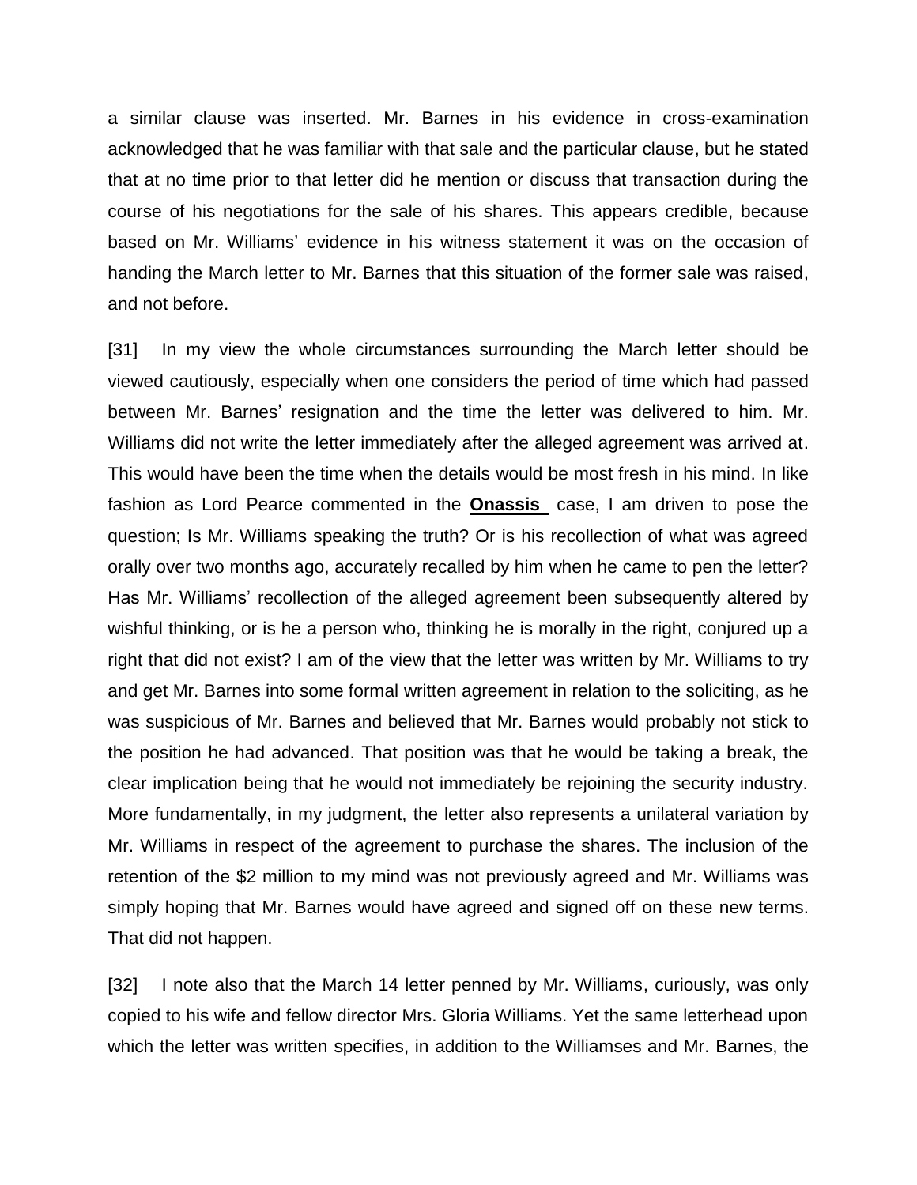a similar clause was inserted. Mr. Barnes in his evidence in cross-examination acknowledged that he was familiar with that sale and the particular clause, but he stated that at no time prior to that letter did he mention or discuss that transaction during the course of his negotiations for the sale of his shares. This appears credible, because based on Mr. Williams' evidence in his witness statement it was on the occasion of handing the March letter to Mr. Barnes that this situation of the former sale was raised, and not before.

[31] In my view the whole circumstances surrounding the March letter should be viewed cautiously, especially when one considers the period of time which had passed between Mr. Barnes' resignation and the time the letter was delivered to him. Mr. Williams did not write the letter immediately after the alleged agreement was arrived at. This would have been the time when the details would be most fresh in his mind. In like fashion as Lord Pearce commented in the **Onassis** case, I am driven to pose the question; Is Mr. Williams speaking the truth? Or is his recollection of what was agreed orally over two months ago, accurately recalled by him when he came to pen the letter? Has Mr. Williams' recollection of the alleged agreement been subsequently altered by wishful thinking, or is he a person who, thinking he is morally in the right, conjured up a right that did not exist? I am of the view that the letter was written by Mr. Williams to try and get Mr. Barnes into some formal written agreement in relation to the soliciting, as he was suspicious of Mr. Barnes and believed that Mr. Barnes would probably not stick to the position he had advanced. That position was that he would be taking a break, the clear implication being that he would not immediately be rejoining the security industry. More fundamentally, in my judgment, the letter also represents a unilateral variation by Mr. Williams in respect of the agreement to purchase the shares. The inclusion of the retention of the $2 million to my mind was not previously agreed and Mr. Williams was simply hoping that Mr. Barnes would have agreed and signed off on these new terms. That did not happen.

[32] I note also that the March 14 letter penned by Mr. Williams, curiously, was only copied to his wife and fellow director Mrs. Gloria Williams. Yet the same letterhead upon which the letter was written specifies, in addition to the Williamses and Mr. Barnes, the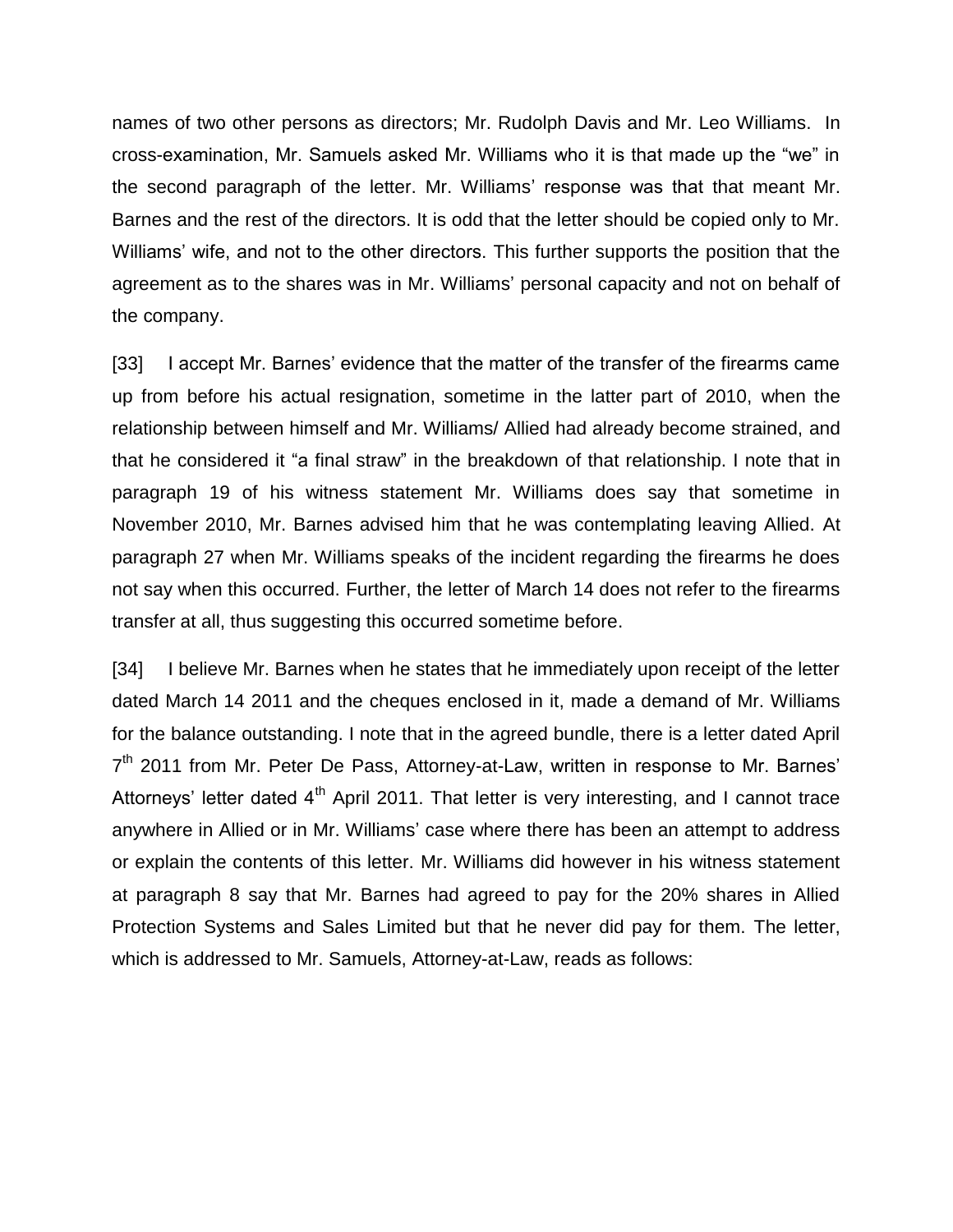names of two other persons as directors; Mr. Rudolph Davis and Mr. Leo Williams. In cross-examination, Mr. Samuels asked Mr. Williams who it is that made up the "we" in the second paragraph of the letter. Mr. Williams' response was that that meant Mr. Barnes and the rest of the directors. It is odd that the letter should be copied only to Mr. Williams' wife, and not to the other directors. This further supports the position that the agreement as to the shares was in Mr. Williams' personal capacity and not on behalf of the company.

[33] I accept Mr. Barnes' evidence that the matter of the transfer of the firearms came up from before his actual resignation, sometime in the latter part of 2010, when the relationship between himself and Mr. Williams/ Allied had already become strained, and that he considered it "a final straw" in the breakdown of that relationship. I note that in paragraph 19 of his witness statement Mr. Williams does say that sometime in November 2010, Mr. Barnes advised him that he was contemplating leaving Allied. At paragraph 27 when Mr. Williams speaks of the incident regarding the firearms he does not say when this occurred. Further, the letter of March 14 does not refer to the firearms transfer at all, thus suggesting this occurred sometime before.

[34] I believe Mr. Barnes when he states that he immediately upon receipt of the letter dated March 14 2011 and the cheques enclosed in it, made a demand of Mr. Williams for the balance outstanding. I note that in the agreed bundle, there is a letter dated April 7th 2011 from Mr. Peter De Pass, Attorney-at-Law, written in response to Mr. Barnes' Attorneys' letter dated 4th April 2011. That letter is very interesting, and I cannot trace anywhere in Allied or in Mr. Williams' case where there has been an attempt to address or explain the contents of this letter. Mr. Williams did however in his witness statement at paragraph 8 say that Mr. Barnes had agreed to pay for the 20% shares in Allied Protection Systems and Sales Limited but that he never did pay for them. The letter, which is addressed to Mr. Samuels, Attorney-at-Law, reads as follows: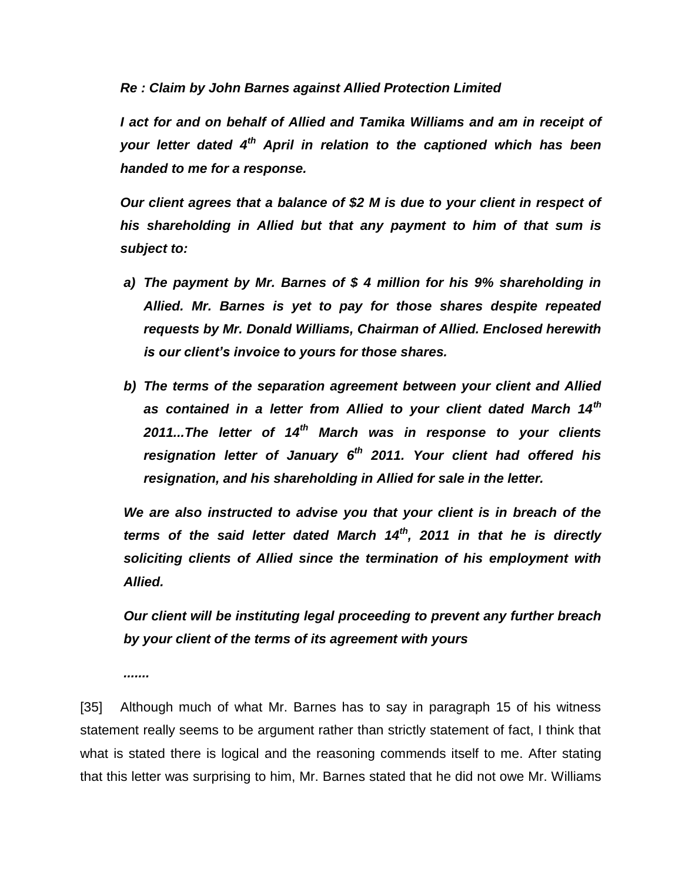***Re : Claim by John Barnes against Allied Protection Limited***

***I act for and on behalf of Allied and Tamika Williams and am in receipt of your letter dated 4th April in relation to the captioned which has been handed to me for a response.***

***Our client agrees that a balance of $2 M is due to your client in respect of his shareholding in Allied but that any payment to him of that sum is subject to:***

*a)* ***The payment by Mr. Barnes of $ 4 million for his 9% shareholding in Allied. Mr. Barnes is yet to pay for those shares despite repeated requests by Mr. Donald Williams, Chairman of Allied. Enclosed herewith is our client's invoice to yours for those shares.***

*b)* ***The terms of the separation agreement between your client and Allied as contained in a letter from Allied to your client dated March 14th 2011...The letter of 14th March was in response to your clients resignation letter of January 6th 2011. Your client had offered his resignation, and his shareholding in Allied for sale in the letter.***

***We are also instructed to advise you that your client is in breach of the terms of the said letter dated March 14th, 2011 in that he is directly soliciting clients of Allied since the termination of his employment with Allied.***

***Our client will be instituting legal proceeding to prevent any further breach by your client of the terms of its agreement with yours***

***.......***

[35] Although much of what Mr. Barnes has to say in paragraph 15 of his witness statement really seems to be argument rather than strictly statement of fact, I think that what is stated there is logical and the reasoning commends itself to me. After stating that this letter was surprising to him, Mr. Barnes stated that he did not owe Mr. Williams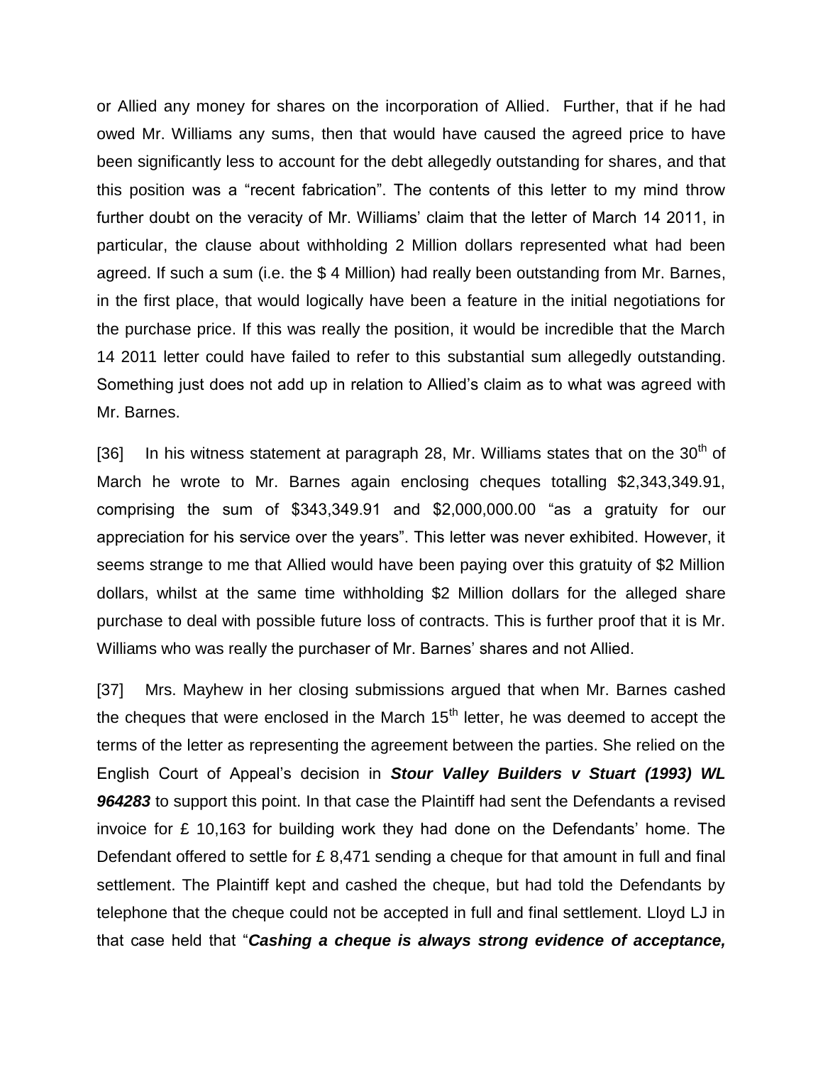or Allied any money for shares on the incorporation of Allied. Further, that if he had owed Mr. Williams any sums, then that would have caused the agreed price to have been significantly less to account for the debt allegedly outstanding for shares, and that this position was a "recent fabrication". The contents of this letter to my mind throw further doubt on the veracity of Mr. Williams' claim that the letter of March 14 2011, in particular, the clause about withholding 2 Million dollars represented what had been agreed. If such a sum (i.e. the $ 4 Million) had really been outstanding from Mr. Barnes, in the first place, that would logically have been a feature in the initial negotiations for the purchase price. If this was really the position, it would be incredible that the March 14 2011 letter could have failed to refer to this substantial sum allegedly outstanding. Something just does not add up in relation to Allied's claim as to what was agreed with Mr. Barnes.

[36] In his witness statement at paragraph 28, Mr. Williams states that on the 30th of March he wrote to Mr. Barnes again enclosing cheques totalling $2,343,349.91, comprising the sum of $343,349.91 and $2,000,000.00 "as a gratuity for our appreciation for his service over the years". This letter was never exhibited. However, it seems strange to me that Allied would have been paying over this gratuity of $2 Million dollars, whilst at the same time withholding $2 Million dollars for the alleged share purchase to deal with possible future loss of contracts. This is further proof that it is Mr. Williams who was really the purchaser of Mr. Barnes' shares and not Allied.

[37] Mrs. Mayhew in her closing submissions argued that when Mr. Barnes cashed the cheques that were enclosed in the March 15th letter, he was deemed to accept the terms of the letter as representing the agreement between the parties. She relied on the English Court of Appeal's decision in ***Stour Valley Builders v Stuart (1993) WL 964283*** to support this point. In that case the Plaintiff had sent the Defendants a revised invoice for £ 10,163 for building work they had done on the Defendants' home. The Defendant offered to settle for £ 8,471 sending a cheque for that amount in full and final settlement. The Plaintiff kept and cashed the cheque, but had told the Defendants by telephone that the cheque could not be accepted in full and final settlement. Lloyd LJ in that case held that "***Cashing a cheque is always strong evidence of acceptance,***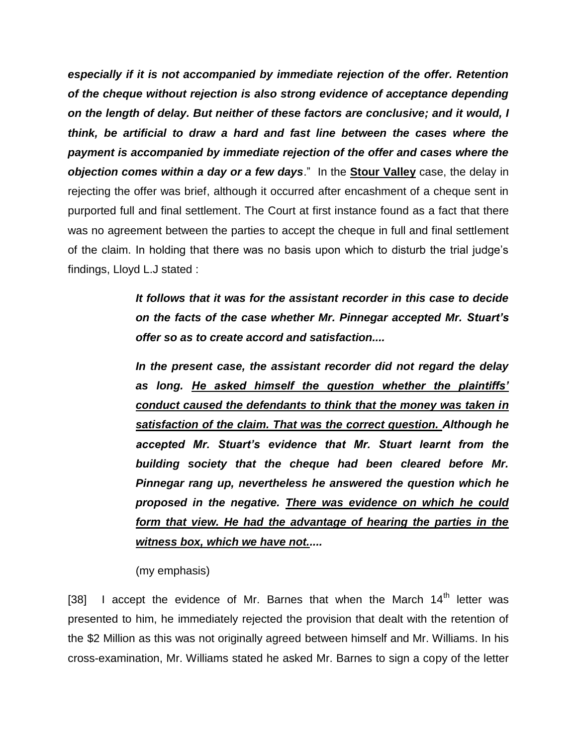***especially if it is not accompanied by immediate rejection of the offer. Retention of the cheque without rejection is also strong evidence of acceptance depending on the length of delay. But neither of these factors are conclusive; and it would, I think, be artificial to draw a hard and fast line between the cases where the payment is accompanied by immediate rejection of the offer and cases where the objection comes within a day or a few days*.**" In the **Stour Valley** case, the delay in rejecting the offer was brief, although it occurred after encashment of a cheque sent in purported full and final settlement. The Court at first instance found as a fact that there was no agreement between the parties to accept the cheque in full and final settlement of the claim. In holding that there was no basis upon which to disturb the trial judge's findings, Lloyd L.J stated :

> ***It follows that it was for the assistant recorder in this case to decide on the facts of the case whether Mr. Pinnegar accepted Mr. Stuart's offer so as to create accord and satisfaction....***
>
> ***In the present case, the assistant recorder did not regard the delay as long. He asked himself the question whether the plaintiffs' conduct caused the defendants to think that the money was taken in satisfaction of the claim. That was the correct question. Although he accepted Mr. Stuart's evidence that Mr. Stuart learnt from the building society that the cheque had been cleared before Mr. Pinnegar rang up, nevertheless he answered the question which he proposed in the negative. There was evidence on which he could form that view. He had the advantage of hearing the parties in the witness box, which we have not.....***
>
> (my emphasis)

[38] I accept the evidence of Mr. Barnes that when the March 14th letter was presented to him, he immediately rejected the provision that dealt with the retention of the $2 Million as this was not originally agreed between himself and Mr. Williams. In his cross-examination, Mr. Williams stated he asked Mr. Barnes to sign a copy of the letter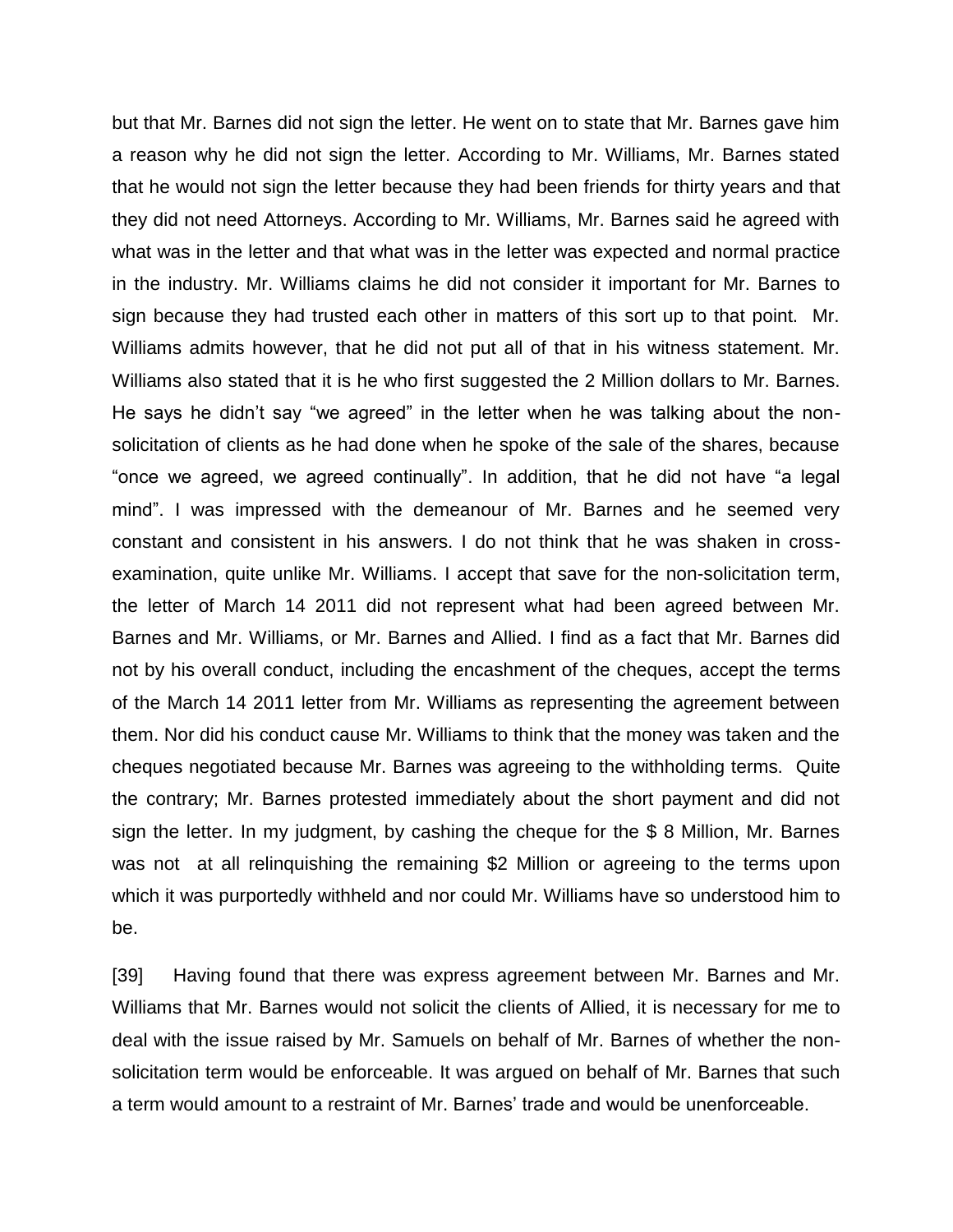but that Mr. Barnes did not sign the letter. He went on to state that Mr. Barnes gave him a reason why he did not sign the letter. According to Mr. Williams, Mr. Barnes stated that he would not sign the letter because they had been friends for thirty years and that they did not need Attorneys. According to Mr. Williams, Mr. Barnes said he agreed with what was in the letter and that what was in the letter was expected and normal practice in the industry. Mr. Williams claims he did not consider it important for Mr. Barnes to sign because they had trusted each other in matters of this sort up to that point. Mr. Williams admits however, that he did not put all of that in his witness statement. Mr. Williams also stated that it is he who first suggested the 2 Million dollars to Mr. Barnes. He says he didn't say "we agreed" in the letter when he was talking about the non-solicitation of clients as he had done when he spoke of the sale of the shares, because "once we agreed, we agreed continually". In addition, that he did not have "a legal mind". I was impressed with the demeanour of Mr. Barnes and he seemed very constant and consistent in his answers. I do not think that he was shaken in cross-examination, quite unlike Mr. Williams. I accept that save for the non-solicitation term, the letter of March 14 2011 did not represent what had been agreed between Mr. Barnes and Mr. Williams, or Mr. Barnes and Allied. I find as a fact that Mr. Barnes did not by his overall conduct, including the encashment of the cheques, accept the terms of the March 14 2011 letter from Mr. Williams as representing the agreement between them. Nor did his conduct cause Mr. Williams to think that the money was taken and the cheques negotiated because Mr. Barnes was agreeing to the withholding terms. Quite the contrary; Mr. Barnes protested immediately about the short payment and did not sign the letter. In my judgment, by cashing the cheque for the $ 8 Million, Mr. Barnes was not at all relinquishing the remaining $2 Million or agreeing to the terms upon which it was purportedly withheld and nor could Mr. Williams have so understood him to be.

[39] Having found that there was express agreement between Mr. Barnes and Mr. Williams that Mr. Barnes would not solicit the clients of Allied, it is necessary for me to deal with the issue raised by Mr. Samuels on behalf of Mr. Barnes of whether the non-solicitation term would be enforceable. It was argued on behalf of Mr. Barnes that such a term would amount to a restraint of Mr. Barnes' trade and would be unenforceable.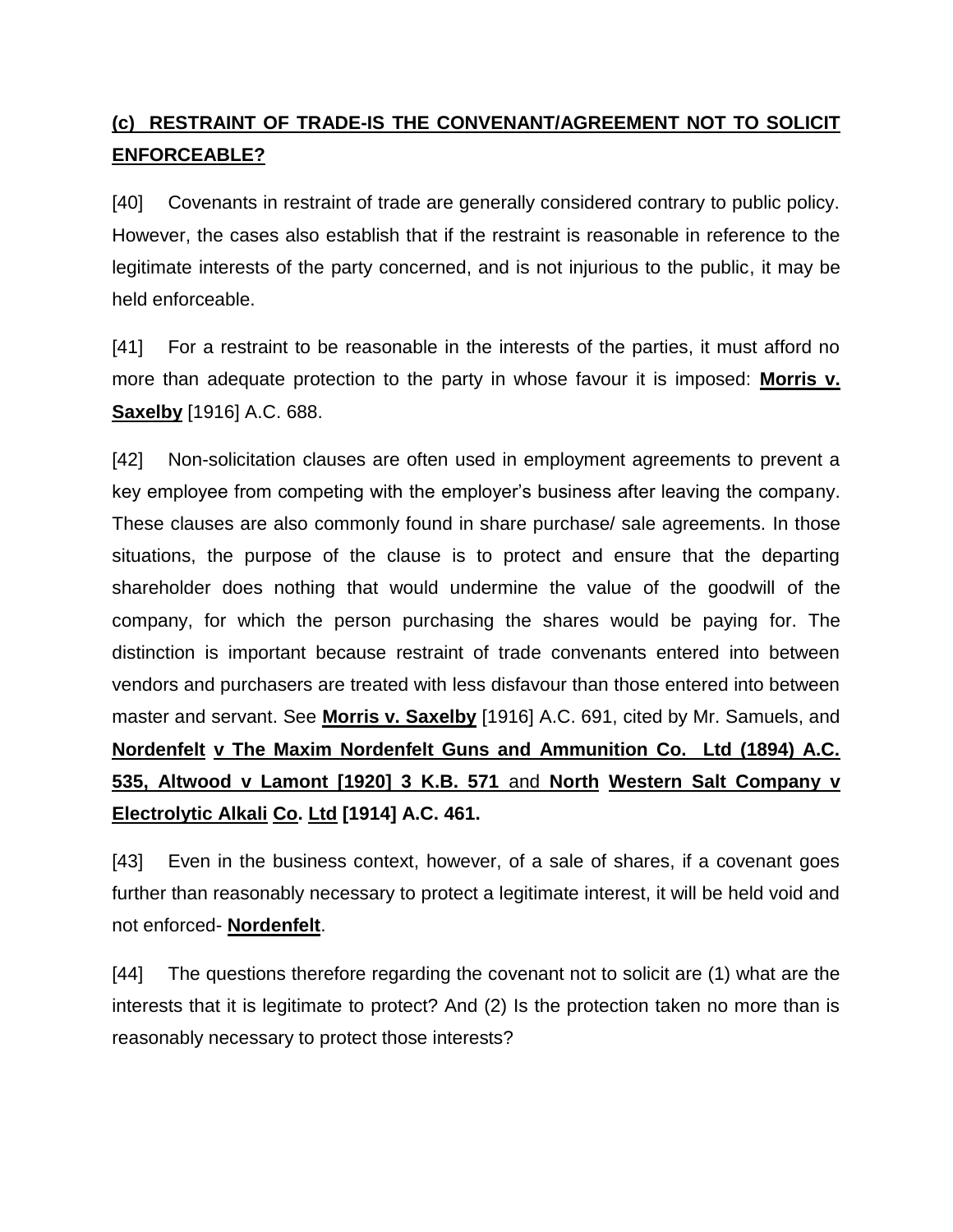## **(c) RESTRAINT OF TRADE-IS THE CONVENANT/AGREEMENT NOT TO SOLICIT ENFORCEABLE?**

[40] Covenants in restraint of trade are generally considered contrary to public policy. However, the cases also establish that if the restraint is reasonable in reference to the legitimate interests of the party concerned, and is not injurious to the public, it may be held enforceable.

[41] For a restraint to be reasonable in the interests of the parties, it must afford no more than adequate protection to the party in whose favour it is imposed: **Morris v. Saxelby** [1916] A.C. 688.

[42] Non-solicitation clauses are often used in employment agreements to prevent a key employee from competing with the employer's business after leaving the company. These clauses are also commonly found in share purchase/ sale agreements. In those situations, the purpose of the clause is to protect and ensure that the departing shareholder does nothing that would undermine the value of the goodwill of the company, for which the person purchasing the shares would be paying for. The distinction is important because restraint of trade convenants entered into between vendors and purchasers are treated with less disfavour than those entered into between master and servant. See **Morris v. Saxelby** [1916] A.C. 691, cited by Mr. Samuels, and **Nordenfelt v The Maxim Nordenfelt Guns and Ammunition Co. Ltd (1894) A.C. 535, Altwood v Lamont [1920] 3 K.B. 571** and **North Western Salt Company v Electrolytic Alkali Co. Ltd [1914] A.C. 461.**

[43] Even in the business context, however, of a sale of shares, if a covenant goes further than reasonably necessary to protect a legitimate interest, it will be held void and not enforced- **Nordenfelt**.

[44] The questions therefore regarding the covenant not to solicit are (1) what are the interests that it is legitimate to protect? And (2) Is the protection taken no more than is reasonably necessary to protect those interests?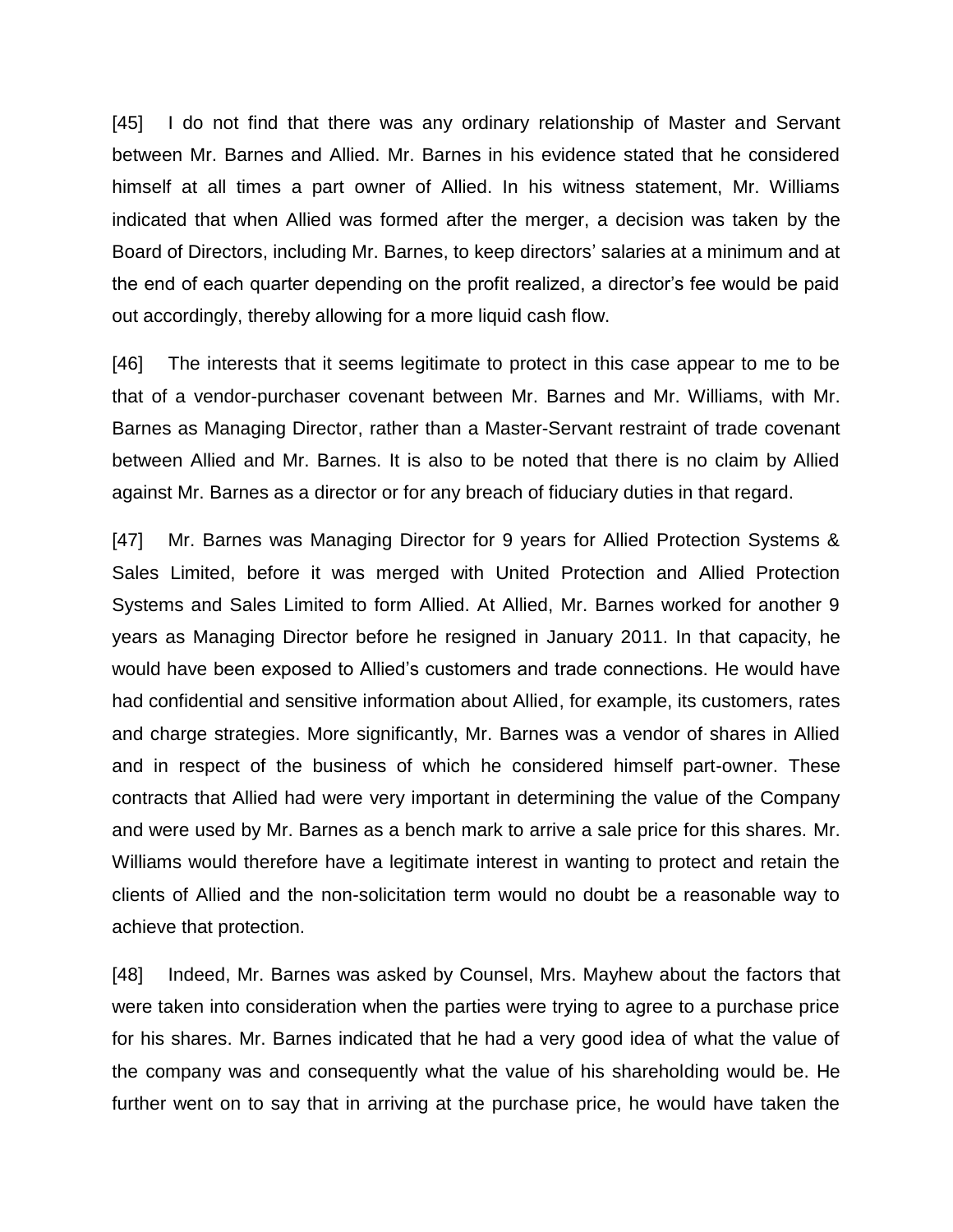[45] I do not find that there was any ordinary relationship of Master and Servant between Mr. Barnes and Allied. Mr. Barnes in his evidence stated that he considered himself at all times a part owner of Allied. In his witness statement, Mr. Williams indicated that when Allied was formed after the merger, a decision was taken by the Board of Directors, including Mr. Barnes, to keep directors' salaries at a minimum and at the end of each quarter depending on the profit realized, a director's fee would be paid out accordingly, thereby allowing for a more liquid cash flow.

[46] The interests that it seems legitimate to protect in this case appear to me to be that of a vendor-purchaser covenant between Mr. Barnes and Mr. Williams, with Mr. Barnes as Managing Director, rather than a Master-Servant restraint of trade covenant between Allied and Mr. Barnes. It is also to be noted that there is no claim by Allied against Mr. Barnes as a director or for any breach of fiduciary duties in that regard.

[47] Mr. Barnes was Managing Director for 9 years for Allied Protection Systems & Sales Limited, before it was merged with United Protection and Allied Protection Systems and Sales Limited to form Allied. At Allied, Mr. Barnes worked for another 9 years as Managing Director before he resigned in January 2011. In that capacity, he would have been exposed to Allied's customers and trade connections. He would have had confidential and sensitive information about Allied, for example, its customers, rates and charge strategies. More significantly, Mr. Barnes was a vendor of shares in Allied and in respect of the business of which he considered himself part-owner. These contracts that Allied had were very important in determining the value of the Company and were used by Mr. Barnes as a bench mark to arrive a sale price for this shares. Mr. Williams would therefore have a legitimate interest in wanting to protect and retain the clients of Allied and the non-solicitation term would no doubt be a reasonable way to achieve that protection.

[48] Indeed, Mr. Barnes was asked by Counsel, Mrs. Mayhew about the factors that were taken into consideration when the parties were trying to agree to a purchase price for his shares. Mr. Barnes indicated that he had a very good idea of what the value of the company was and consequently what the value of his shareholding would be. He further went on to say that in arriving at the purchase price, he would have taken the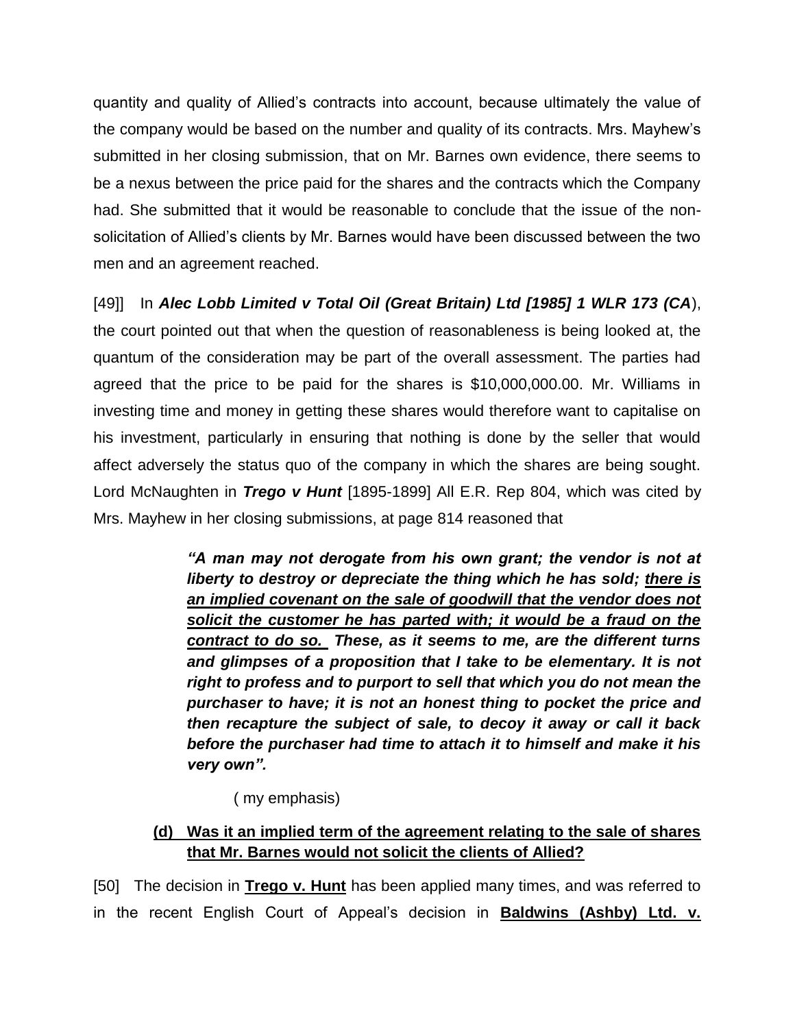quantity and quality of Allied's contracts into account, because ultimately the value of the company would be based on the number and quality of its contracts. Mrs. Mayhew's submitted in her closing submission, that on Mr. Barnes own evidence, there seems to be a nexus between the price paid for the shares and the contracts which the Company had. She submitted that it would be reasonable to conclude that the issue of the non-solicitation of Allied's clients by Mr. Barnes would have been discussed between the two men and an agreement reached.

[49]] In ***Alec Lobb Limited v Total Oil (Great Britain) Ltd [1985] 1 WLR 173 (CA***), the court pointed out that when the question of reasonableness is being looked at, the quantum of the consideration may be part of the overall assessment. The parties had agreed that the price to be paid for the shares is $10,000,000.00. Mr. Williams in investing time and money in getting these shares would therefore want to capitalise on his investment, particularly in ensuring that nothing is done by the seller that would affect adversely the status quo of the company in which the shares are being sought. Lord McNaughten in ***Trego v Hunt*** [1895-1899] All E.R. Rep 804, which was cited by Mrs. Mayhew in her closing submissions, at page 814 reasoned that

> ***"A man may not derogate from his own grant; the vendor is not at liberty to destroy or depreciate the thing which he has sold; <u>there is an implied covenant on the sale of goodwill that the vendor does not solicit the customer he has parted with; it would be a fraud on the contract to do so.</u> These, as it seems to me, are the different turns and glimpses of a proposition that I take to be elementary. It is not right to profess and to purport to sell that which you do not mean the purchaser to have; it is not an honest thing to pocket the price and then recapture the subject of sale, to decoy it away or call it back before the purchaser had time to attach it to himself and make it his very own".***
>
> ( my emphasis)

**(d) <u>Was it an implied term of the agreement relating to the sale of shares that Mr. Barnes would not solicit the clients of Allied?</u>**

[50] The decision in **<u>Trego v. Hunt</u>** has been applied many times, and was referred to in the recent English Court of Appeal's decision in **<u>Baldwins (Ashby) Ltd. v.</u>**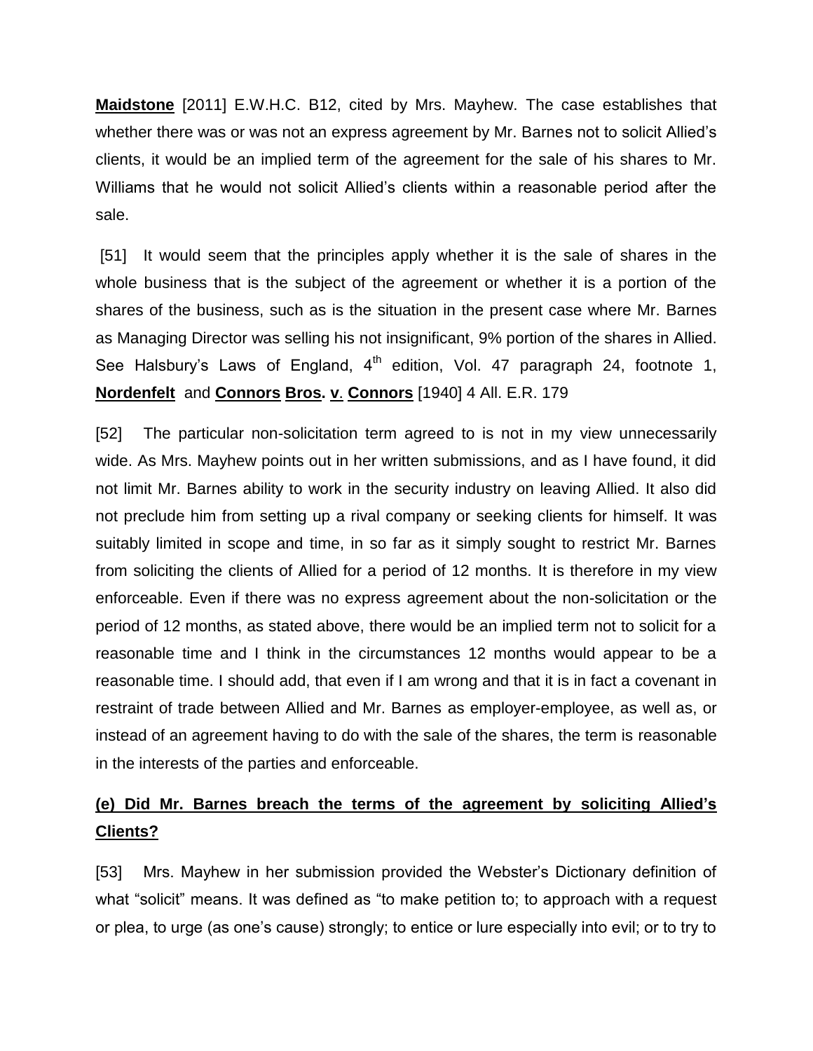**Maidstone** [2011] E.W.H.C. B12, cited by Mrs. Mayhew. The case establishes that whether there was or was not an express agreement by Mr. Barnes not to solicit Allied's clients, it would be an implied term of the agreement for the sale of his shares to Mr. Williams that he would not solicit Allied's clients within a reasonable period after the sale.

[51] It would seem that the principles apply whether it is the sale of shares in the whole business that is the subject of the agreement or whether it is a portion of the shares of the business, such as is the situation in the present case where Mr. Barnes as Managing Director was selling his not insignificant, 9% portion of the shares in Allied. See Halsbury's Laws of England, 4th edition, Vol. 47 paragraph 24, footnote 1, **Nordenfelt** and **Connors Bros. v. Connors** [1940] 4 All. E.R. 179

[52] The particular non-solicitation term agreed to is not in my view unnecessarily wide. As Mrs. Mayhew points out in her written submissions, and as I have found, it did not limit Mr. Barnes ability to work in the security industry on leaving Allied. It also did not preclude him from setting up a rival company or seeking clients for himself. It was suitably limited in scope and time, in so far as it simply sought to restrict Mr. Barnes from soliciting the clients of Allied for a period of 12 months. It is therefore in my view enforceable. Even if there was no express agreement about the non-solicitation or the period of 12 months, as stated above, there would be an implied term not to solicit for a reasonable time and I think in the circumstances 12 months would appear to be a reasonable time. I should add, that even if I am wrong and that it is in fact a covenant in restraint of trade between Allied and Mr. Barnes as employer-employee, as well as, or instead of an agreement having to do with the sale of the shares, the term is reasonable in the interests of the parties and enforceable.

### (e) Did Mr. Barnes breach the terms of the agreement by soliciting Allied's Clients?

[53] Mrs. Mayhew in her submission provided the Webster's Dictionary definition of what "solicit" means. It was defined as "to make petition to; to approach with a request or plea, to urge (as one's cause) strongly; to entice or lure especially into evil; or to try to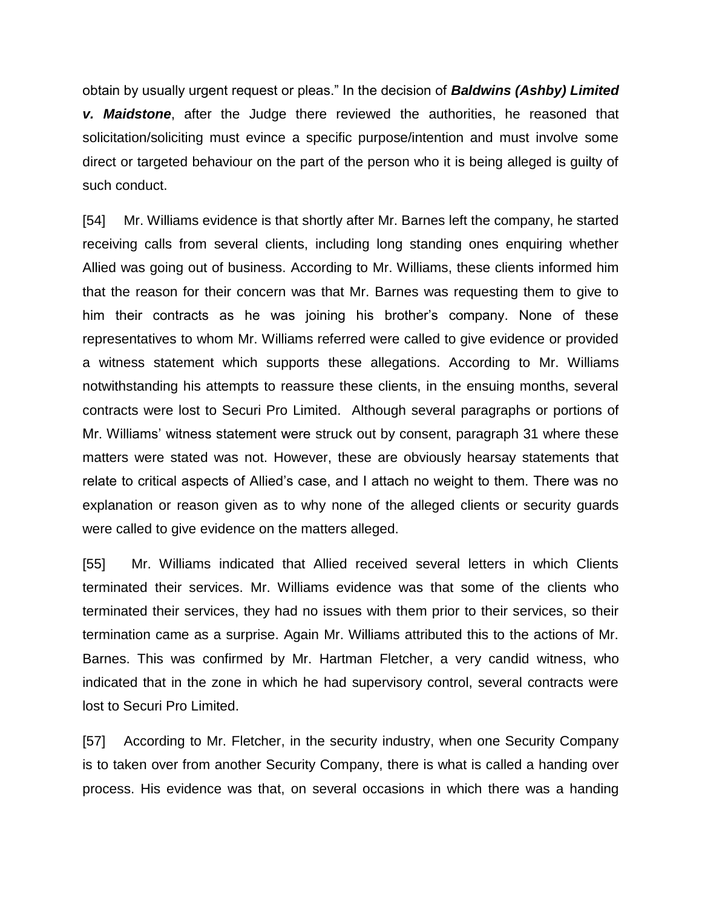obtain by usually urgent request or pleas." In the decision of ***Baldwins (Ashby) Limited v. Maidstone***, after the Judge there reviewed the authorities, he reasoned that solicitation/soliciting must evince a specific purpose/intention and must involve some direct or targeted behaviour on the part of the person who it is being alleged is guilty of such conduct.

[54] Mr. Williams evidence is that shortly after Mr. Barnes left the company, he started receiving calls from several clients, including long standing ones enquiring whether Allied was going out of business. According to Mr. Williams, these clients informed him that the reason for their concern was that Mr. Barnes was requesting them to give to him their contracts as he was joining his brother's company. None of these representatives to whom Mr. Williams referred were called to give evidence or provided a witness statement which supports these allegations. According to Mr. Williams notwithstanding his attempts to reassure these clients, in the ensuing months, several contracts were lost to Securi Pro Limited. Although several paragraphs or portions of Mr. Williams' witness statement were struck out by consent, paragraph 31 where these matters were stated was not. However, these are obviously hearsay statements that relate to critical aspects of Allied's case, and I attach no weight to them. There was no explanation or reason given as to why none of the alleged clients or security guards were called to give evidence on the matters alleged.

[55] Mr. Williams indicated that Allied received several letters in which Clients terminated their services. Mr. Williams evidence was that some of the clients who terminated their services, they had no issues with them prior to their services, so their termination came as a surprise. Again Mr. Williams attributed this to the actions of Mr. Barnes. This was confirmed by Mr. Hartman Fletcher, a very candid witness, who indicated that in the zone in which he had supervisory control, several contracts were lost to Securi Pro Limited.

[57] According to Mr. Fletcher, in the security industry, when one Security Company is to taken over from another Security Company, there is what is called a handing over process. His evidence was that, on several occasions in which there was a handing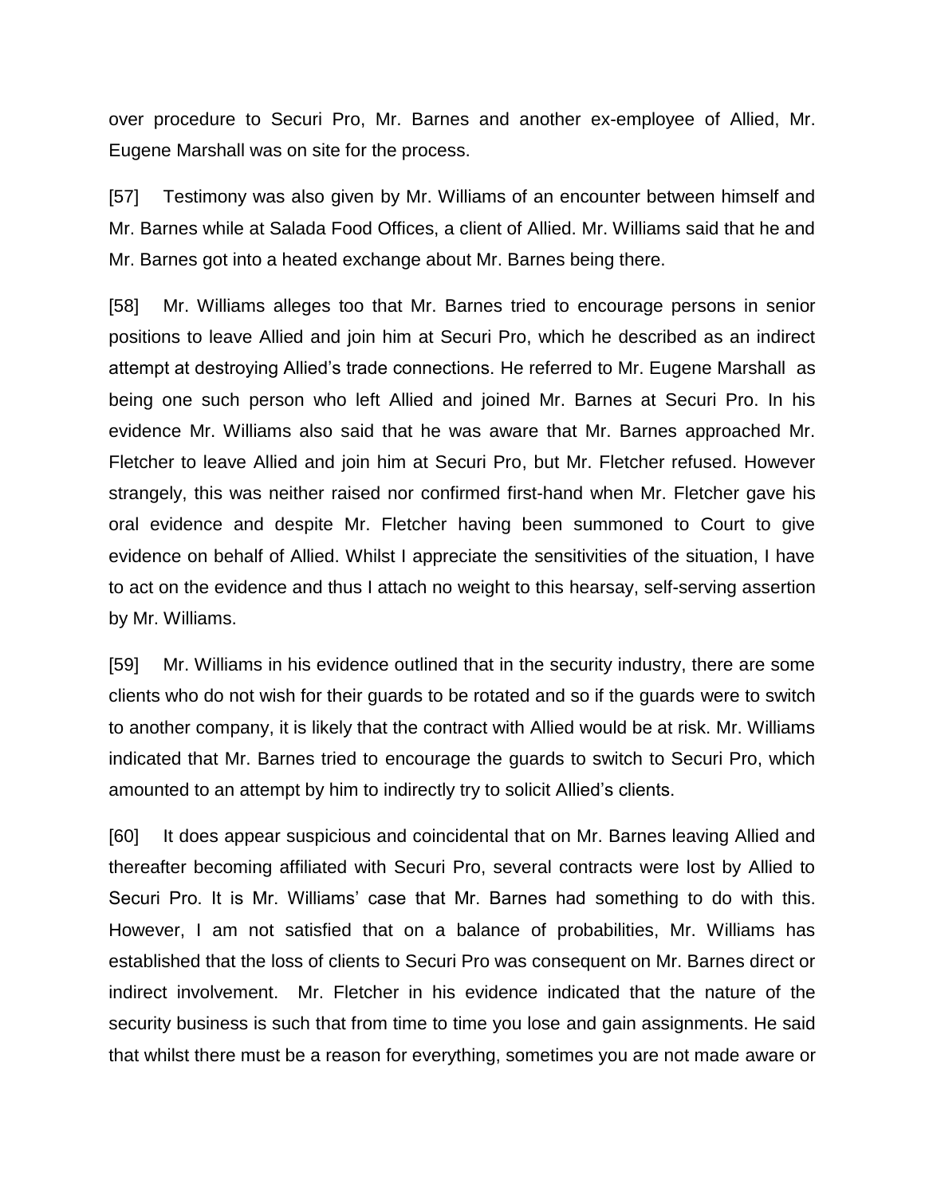over procedure to Securi Pro, Mr. Barnes and another ex-employee of Allied, Mr. Eugene Marshall was on site for the process.

[57] Testimony was also given by Mr. Williams of an encounter between himself and Mr. Barnes while at Salada Food Offices, a client of Allied. Mr. Williams said that he and Mr. Barnes got into a heated exchange about Mr. Barnes being there.

[58] Mr. Williams alleges too that Mr. Barnes tried to encourage persons in senior positions to leave Allied and join him at Securi Pro, which he described as an indirect attempt at destroying Allied's trade connections. He referred to Mr. Eugene Marshall as being one such person who left Allied and joined Mr. Barnes at Securi Pro. In his evidence Mr. Williams also said that he was aware that Mr. Barnes approached Mr. Fletcher to leave Allied and join him at Securi Pro, but Mr. Fletcher refused. However strangely, this was neither raised nor confirmed first-hand when Mr. Fletcher gave his oral evidence and despite Mr. Fletcher having been summoned to Court to give evidence on behalf of Allied. Whilst I appreciate the sensitivities of the situation, I have to act on the evidence and thus I attach no weight to this hearsay, self-serving assertion by Mr. Williams.

[59] Mr. Williams in his evidence outlined that in the security industry, there are some clients who do not wish for their guards to be rotated and so if the guards were to switch to another company, it is likely that the contract with Allied would be at risk. Mr. Williams indicated that Mr. Barnes tried to encourage the guards to switch to Securi Pro, which amounted to an attempt by him to indirectly try to solicit Allied's clients.

[60] It does appear suspicious and coincidental that on Mr. Barnes leaving Allied and thereafter becoming affiliated with Securi Pro, several contracts were lost by Allied to Securi Pro. It is Mr. Williams' case that Mr. Barnes had something to do with this. However, I am not satisfied that on a balance of probabilities, Mr. Williams has established that the loss of clients to Securi Pro was consequent on Mr. Barnes direct or indirect involvement. Mr. Fletcher in his evidence indicated that the nature of the security business is such that from time to time you lose and gain assignments. He said that whilst there must be a reason for everything, sometimes you are not made aware or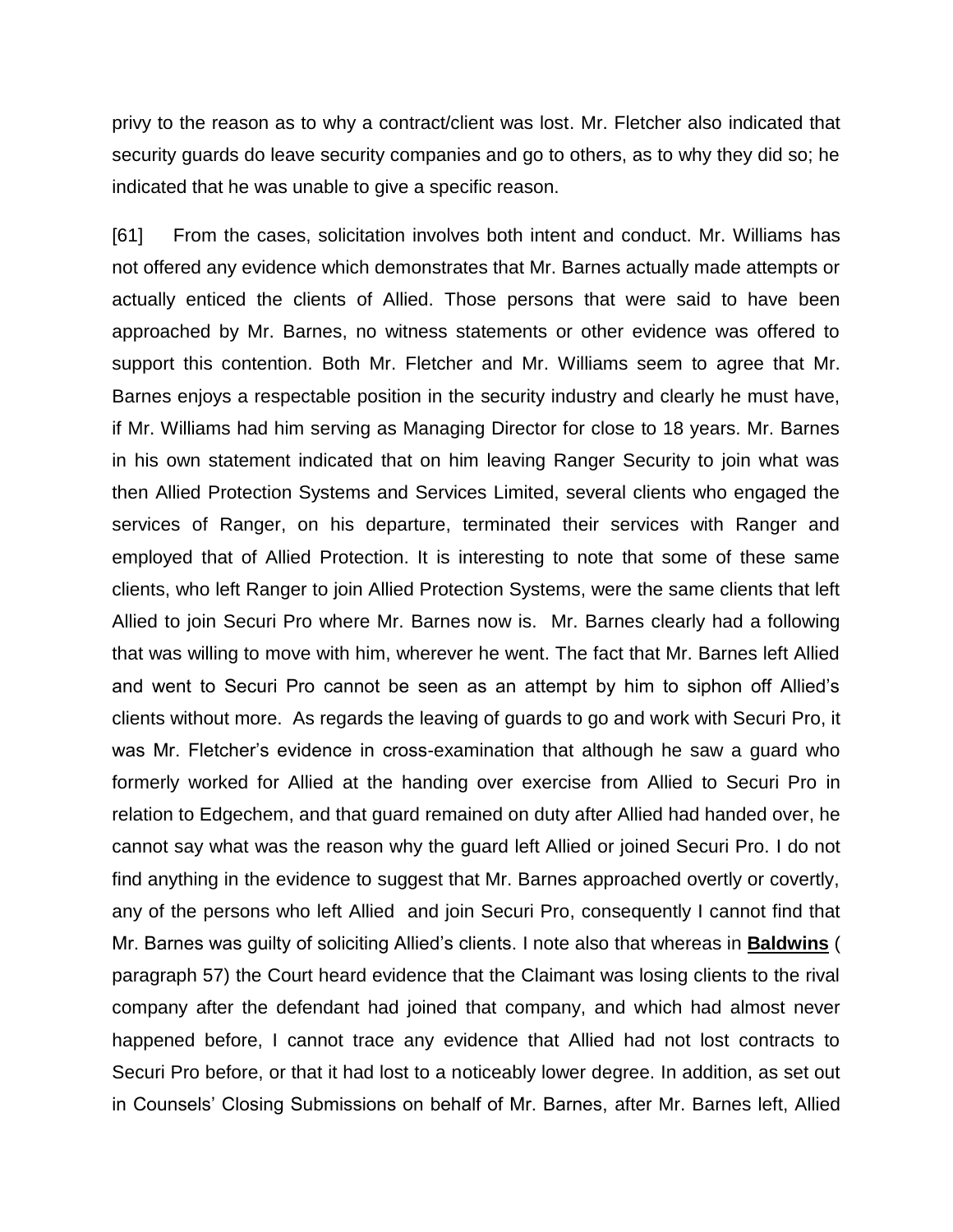privy to the reason as to why a contract/client was lost. Mr. Fletcher also indicated that security guards do leave security companies and go to others, as to why they did so; he indicated that he was unable to give a specific reason.

[61] From the cases, solicitation involves both intent and conduct. Mr. Williams has not offered any evidence which demonstrates that Mr. Barnes actually made attempts or actually enticed the clients of Allied. Those persons that were said to have been approached by Mr. Barnes, no witness statements or other evidence was offered to support this contention. Both Mr. Fletcher and Mr. Williams seem to agree that Mr. Barnes enjoys a respectable position in the security industry and clearly he must have, if Mr. Williams had him serving as Managing Director for close to 18 years. Mr. Barnes in his own statement indicated that on him leaving Ranger Security to join what was then Allied Protection Systems and Services Limited, several clients who engaged the services of Ranger, on his departure, terminated their services with Ranger and employed that of Allied Protection. It is interesting to note that some of these same clients, who left Ranger to join Allied Protection Systems, were the same clients that left Allied to join Securi Pro where Mr. Barnes now is. Mr. Barnes clearly had a following that was willing to move with him, wherever he went. The fact that Mr. Barnes left Allied and went to Securi Pro cannot be seen as an attempt by him to siphon off Allied's clients without more. As regards the leaving of guards to go and work with Securi Pro, it was Mr. Fletcher's evidence in cross-examination that although he saw a guard who formerly worked for Allied at the handing over exercise from Allied to Securi Pro in relation to Edgechem, and that guard remained on duty after Allied had handed over, he cannot say what was the reason why the guard left Allied or joined Securi Pro. I do not find anything in the evidence to suggest that Mr. Barnes approached overtly or covertly, any of the persons who left Allied and join Securi Pro, consequently I cannot find that Mr. Barnes was guilty of soliciting Allied's clients. I note also that whereas in **Baldwins** ( paragraph 57) the Court heard evidence that the Claimant was losing clients to the rival company after the defendant had joined that company, and which had almost never happened before, I cannot trace any evidence that Allied had not lost contracts to Securi Pro before, or that it had lost to a noticeably lower degree. In addition, as set out in Counsels' Closing Submissions on behalf of Mr. Barnes, after Mr. Barnes left, Allied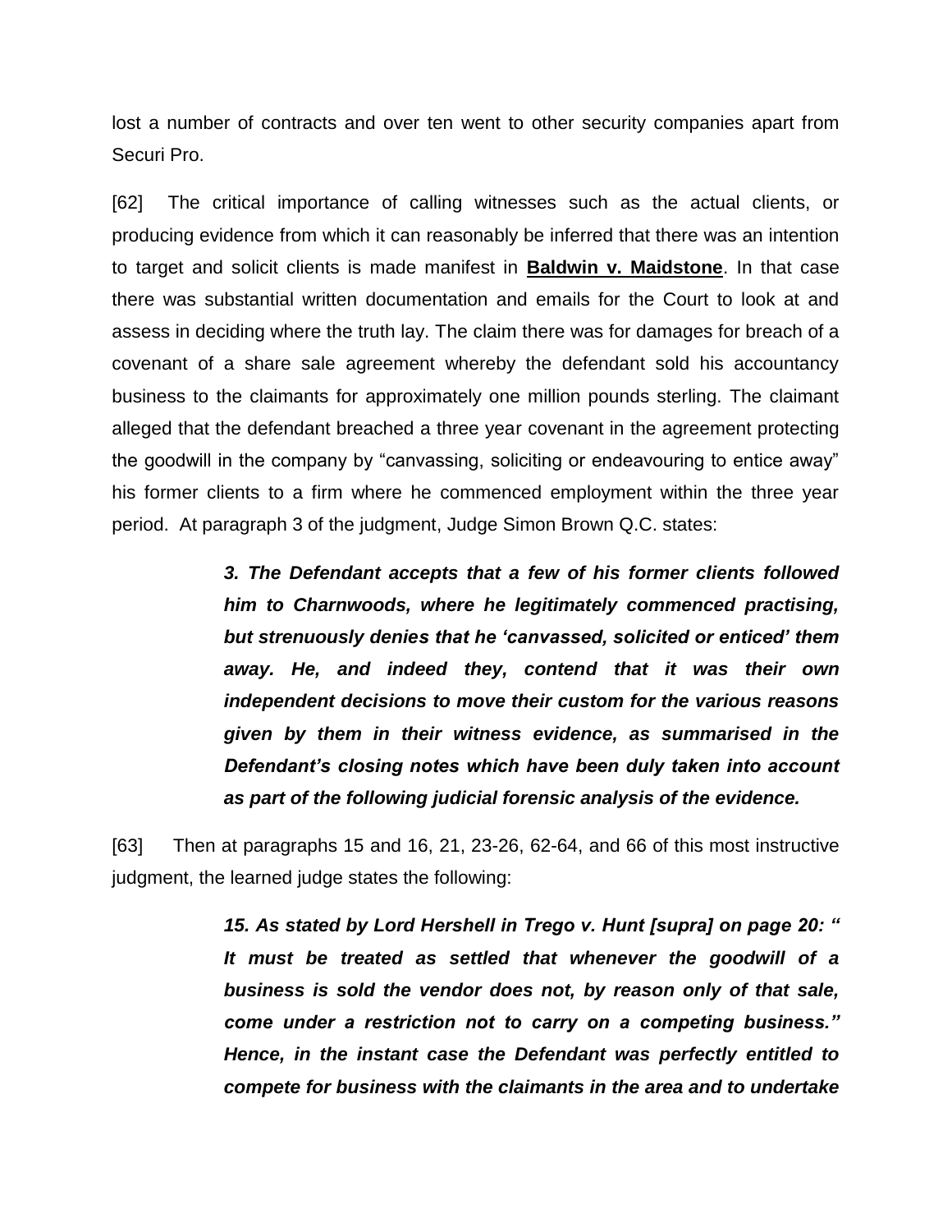lost a number of contracts and over ten went to other security companies apart from Securi Pro.

[62] The critical importance of calling witnesses such as the actual clients, or producing evidence from which it can reasonably be inferred that there was an intention to target and solicit clients is made manifest in **Baldwin v. Maidstone**. In that case there was substantial written documentation and emails for the Court to look at and assess in deciding where the truth lay. The claim there was for damages for breach of a covenant of a share sale agreement whereby the defendant sold his accountancy business to the claimants for approximately one million pounds sterling. The claimant alleged that the defendant breached a three year covenant in the agreement protecting the goodwill in the company by "canvassing, soliciting or endeavouring to entice away" his former clients to a firm where he commenced employment within the three year period. At paragraph 3 of the judgment, Judge Simon Brown Q.C. states:

> ***3. The Defendant accepts that a few of his former clients followed him to Charnwoods, where he legitimately commenced practising, but strenuously denies that he 'canvassed, solicited or enticed' them away. He, and indeed they, contend that it was their own independent decisions to move their custom for the various reasons given by them in their witness evidence, as summarised in the Defendant's closing notes which have been duly taken into account as part of the following judicial forensic analysis of the evidence.***

[63] Then at paragraphs 15 and 16, 21, 23-26, 62-64, and 66 of this most instructive judgment, the learned judge states the following:

> ***15. As stated by Lord Hershell in Trego v. Hunt [supra] on page 20: " It must be treated as settled that whenever the goodwill of a business is sold the vendor does not, by reason only of that sale, come under a restriction not to carry on a competing business." Hence, in the instant case the Defendant was perfectly entitled to compete for business with the claimants in the area and to undertake***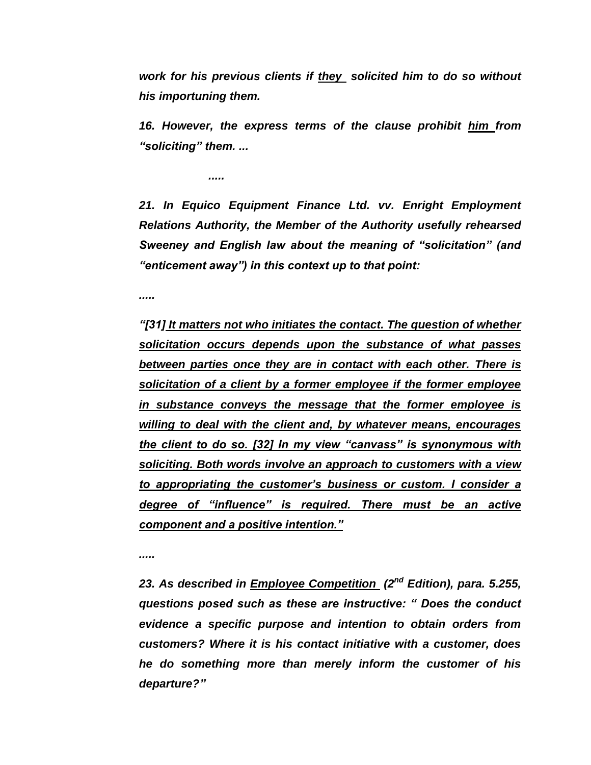*work for his previous clients if <u>they</u> solicited him to do so without his importuning them.*

***16. However, the express terms of the clause prohibit <u>him</u> from "soliciting" them. ...***

***.....***

***21. In Equico Equipment Finance Ltd. vv. Enright Employment Relations Authority, the Member of the Authority usefully rehearsed Sweeney and English law about the meaning of "solicitation" (and "enticement away") in this context up to that point:***

***.....***

***"[31] <u>It matters not who initiates the contact. The question of whether solicitation occurs depends upon the substance of what passes between parties once they are in contact with each other. There is solicitation of a client by a former employee if the former employee in substance conveys the message that the former employee is willing to deal with the client and, by whatever means, encourages the client to do so. [32] In my view "canvass" is synonymous with soliciting. Both words involve an approach to customers with a view to appropriating the customer's business or custom. I consider a degree of "influence" is required. There must be an active component and a positive intention."</u>***

***.....***

***23. As described in <u>Employee Competition</u> (2nd Edition), para. 5.255, questions posed such as these are instructive: " Does the conduct evidence a specific purpose and intention to obtain orders from customers? Where it is his contact initiative with a customer, does he do something more than merely inform the customer of his departure?"***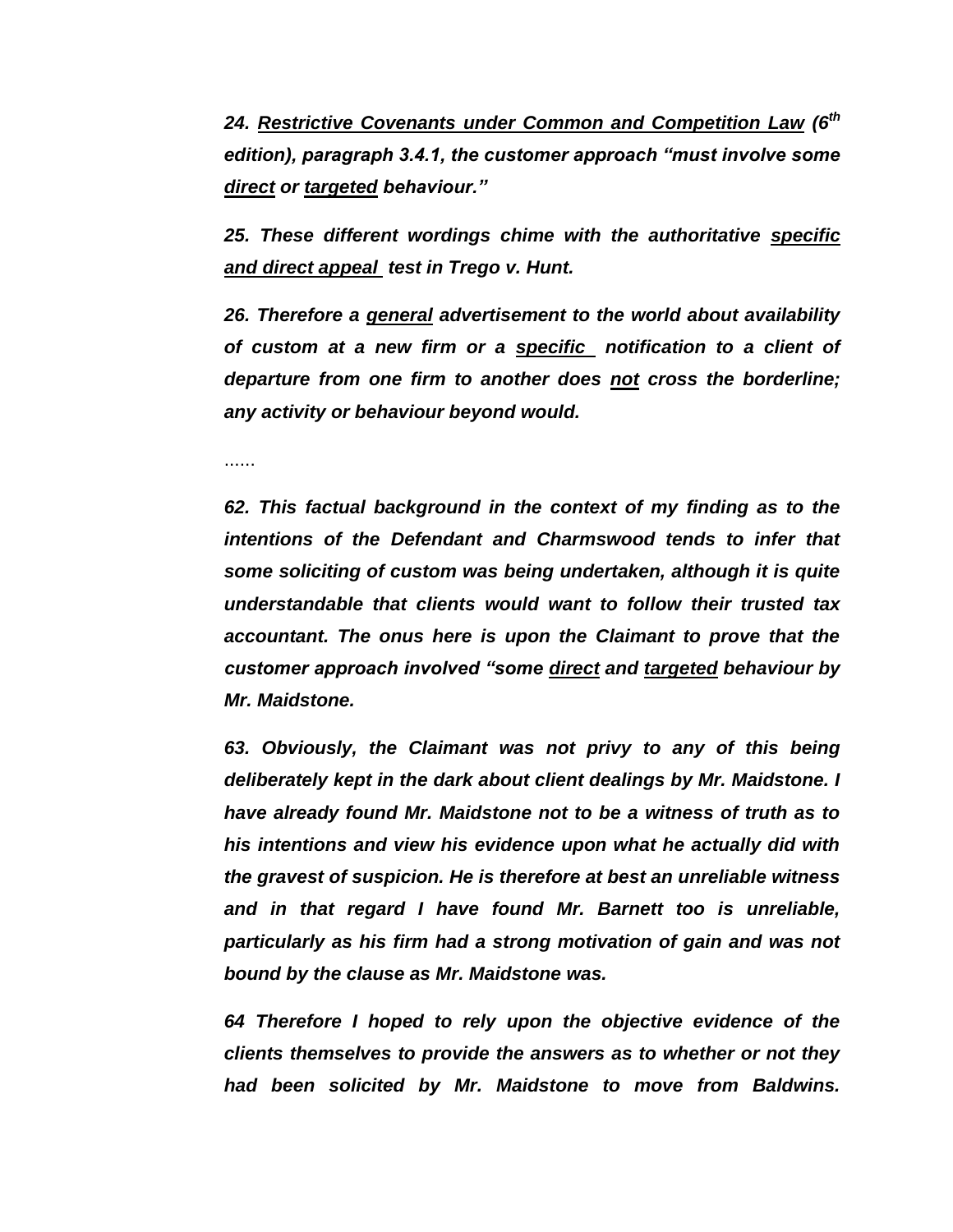***24. <u>Restrictive Covenants under Common and Competition Law</u> (6th edition), paragraph 3.4.1, the customer approach "must involve some <u>direct</u> or <u>targeted</u> behaviour."***

***25. These different wordings chime with the authoritative <u>specific and direct appeal</u> test in Trego v. Hunt.***

***26. Therefore a <u>general</u> advertisement to the world about availability of custom at a new firm or a <u>specific</u> notification to a client of departure from one firm to another does <u>not</u> cross the borderline; any activity or behaviour beyond would.***

……

***62. This factual background in the context of my finding as to the intentions of the Defendant and Charmswood tends to infer that some soliciting of custom was being undertaken, although it is quite understandable that clients would want to follow their trusted tax accountant. The onus here is upon the Claimant to prove that the customer approach involved "some <u>direct</u> and <u>targeted</u> behaviour by Mr. Maidstone.***

***63. Obviously, the Claimant was not privy to any of this being deliberately kept in the dark about client dealings by Mr. Maidstone. I have already found Mr. Maidstone not to be a witness of truth as to his intentions and view his evidence upon what he actually did with the gravest of suspicion. He is therefore at best an unreliable witness and in that regard I have found Mr. Barnett too is unreliable, particularly as his firm had a strong motivation of gain and was not bound by the clause as Mr. Maidstone was.***

***64 Therefore I hoped to rely upon the objective evidence of the clients themselves to provide the answers as to whether or not they had been solicited by Mr. Maidstone to move from Baldwins.***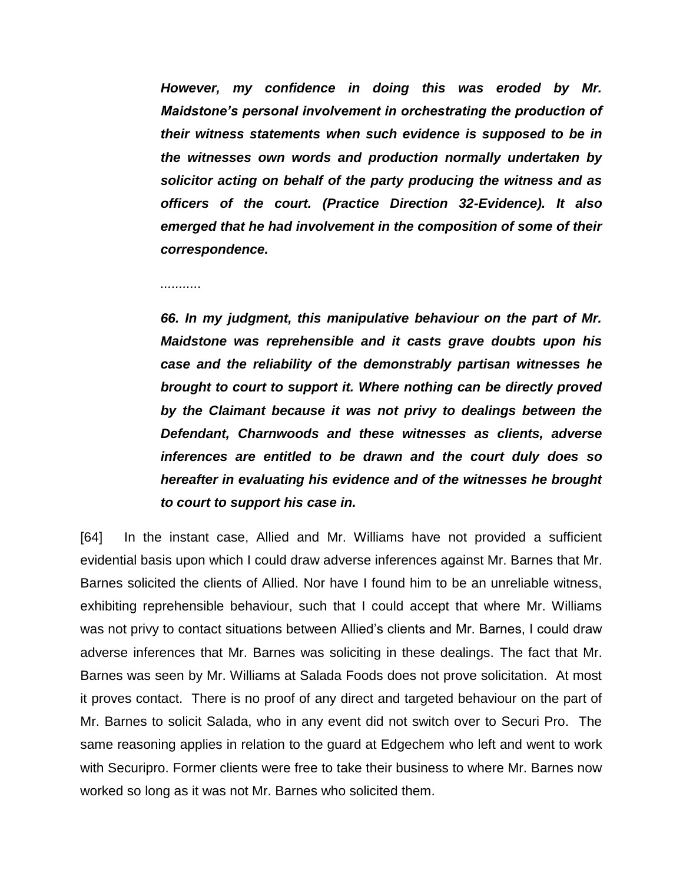> ***However, my confidence in doing this was eroded by Mr. Maidstone's personal involvement in orchestrating the production of their witness statements when such evidence is supposed to be in the witnesses own words and production normally undertaken by solicitor acting on behalf of the party producing the witness and as officers of the court. (Practice Direction 32-Evidence). It also emerged that he had involvement in the composition of some of their correspondence.***
>
> *...........*
>
> ***66. In my judgment, this manipulative behaviour on the part of Mr. Maidstone was reprehensible and it casts grave doubts upon his case and the reliability of the demonstrably partisan witnesses he brought to court to support it. Where nothing can be directly proved by the Claimant because it was not privy to dealings between the Defendant, Charnwoods and these witnesses as clients, adverse inferences are entitled to be drawn and the court duly does so hereafter in evaluating his evidence and of the witnesses he brought to court to support his case in.***

[64] In the instant case, Allied and Mr. Williams have not provided a sufficient evidential basis upon which I could draw adverse inferences against Mr. Barnes that Mr. Barnes solicited the clients of Allied. Nor have I found him to be an unreliable witness, exhibiting reprehensible behaviour, such that I could accept that where Mr. Williams was not privy to contact situations between Allied's clients and Mr. Barnes, I could draw adverse inferences that Mr. Barnes was soliciting in these dealings. The fact that Mr. Barnes was seen by Mr. Williams at Salada Foods does not prove solicitation. At most it proves contact. There is no proof of any direct and targeted behaviour on the part of Mr. Barnes to solicit Salada, who in any event did not switch over to Securi Pro. The same reasoning applies in relation to the guard at Edgechem who left and went to work with Securipro. Former clients were free to take their business to where Mr. Barnes now worked so long as it was not Mr. Barnes who solicited them.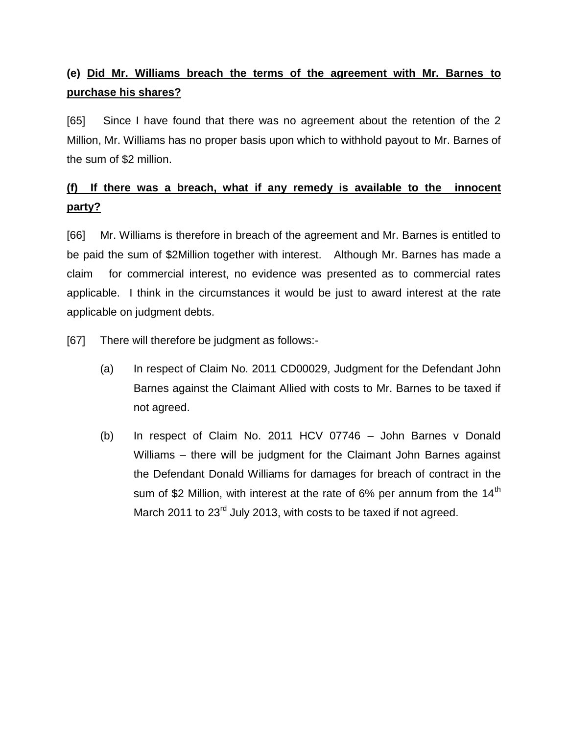**(e) Did Mr. Williams breach the terms of the agreement with Mr. Barnes to purchase his shares?**

[65] Since I have found that there was no agreement about the retention of the 2 Million, Mr. Williams has no proper basis upon which to withhold payout to Mr. Barnes of the sum of $2 million.

**(f) If there was a breach, what if any remedy is available to the innocent party?**

[66] Mr. Williams is therefore in breach of the agreement and Mr. Barnes is entitled to be paid the sum of $2Million together with interest. Although Mr. Barnes has made a claim for commercial interest, no evidence was presented as to commercial rates applicable. I think in the circumstances it would be just to award interest at the rate applicable on judgment debts.

[67] There will therefore be judgment as follows:-

(a) In respect of Claim No. 2011 CD00029, Judgment for the Defendant John Barnes against the Claimant Allied with costs to Mr. Barnes to be taxed if not agreed.

(b) In respect of Claim No. 2011 HCV 07746 – John Barnes v Donald Williams – there will be judgment for the Claimant John Barnes against the Defendant Donald Williams for damages for breach of contract in the sum of $2 Million, with interest at the rate of 6% per annum from the 14th March 2011 to 23rd July 2013, with costs to be taxed if not agreed.